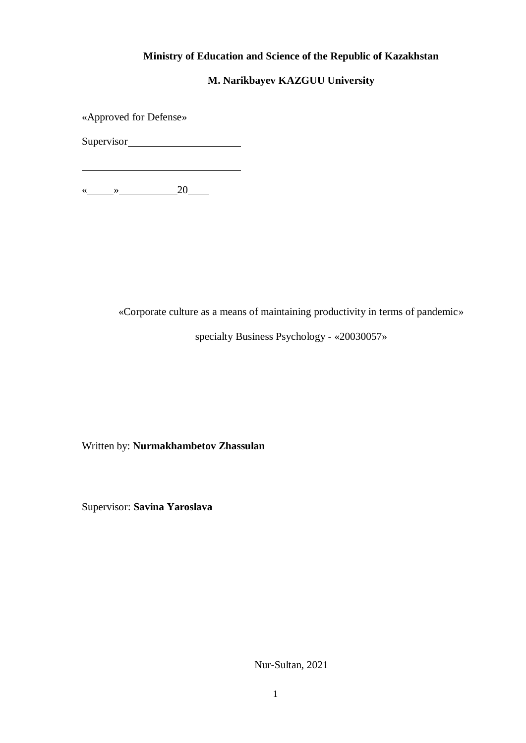**Ministry of Education and Science of the Republic of Kazakhstan**

**M. Narikbayev KAZGUU University**

«Approved for Defense»

Supervisor____________________

____________________________

«_____»___________20____

«Corporate culture as a means of maintaining productivity in terms of pandemic»

specialty Business Psychology - «20030057»

Written by: **Nurmakhambetov Zhassulan**

Supervisor: **Savina Yaroslava**

Nur-Sultan, 2021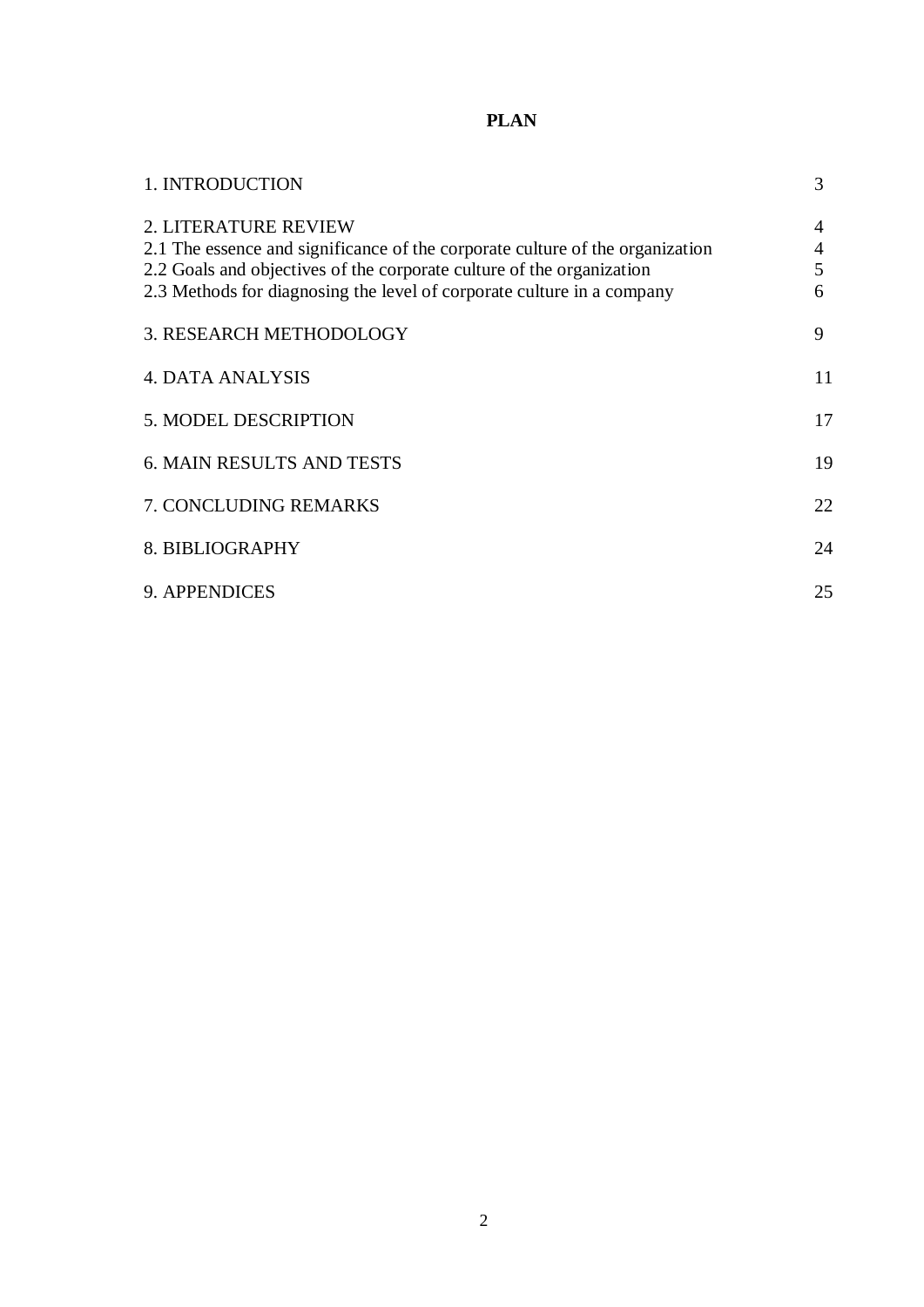# PLAN

| | |
|---|---|
| 1. INTRODUCTION | 3 |
| 2. LITERATURE REVIEW | 4 |
| 2.1 The essence and significance of the corporate culture of the organization | 4 |
| 2.2 Goals and objectives of the corporate culture of the organization | 5 |
| 2.3 Methods for diagnosing the level of corporate culture in a company | 6 |
| 3. RESEARCH METHODOLOGY | 9 |
| 4. DATA ANALYSIS | 11 |
| 5. MODEL DESCRIPTION | 17 |
| 6. MAIN RESULTS AND TESTS | 19 |
| 7. CONCLUDING REMARKS | 22 |
| 8. BIBLIOGRAPHY | 24 |
| 9. APPENDICES | 25 |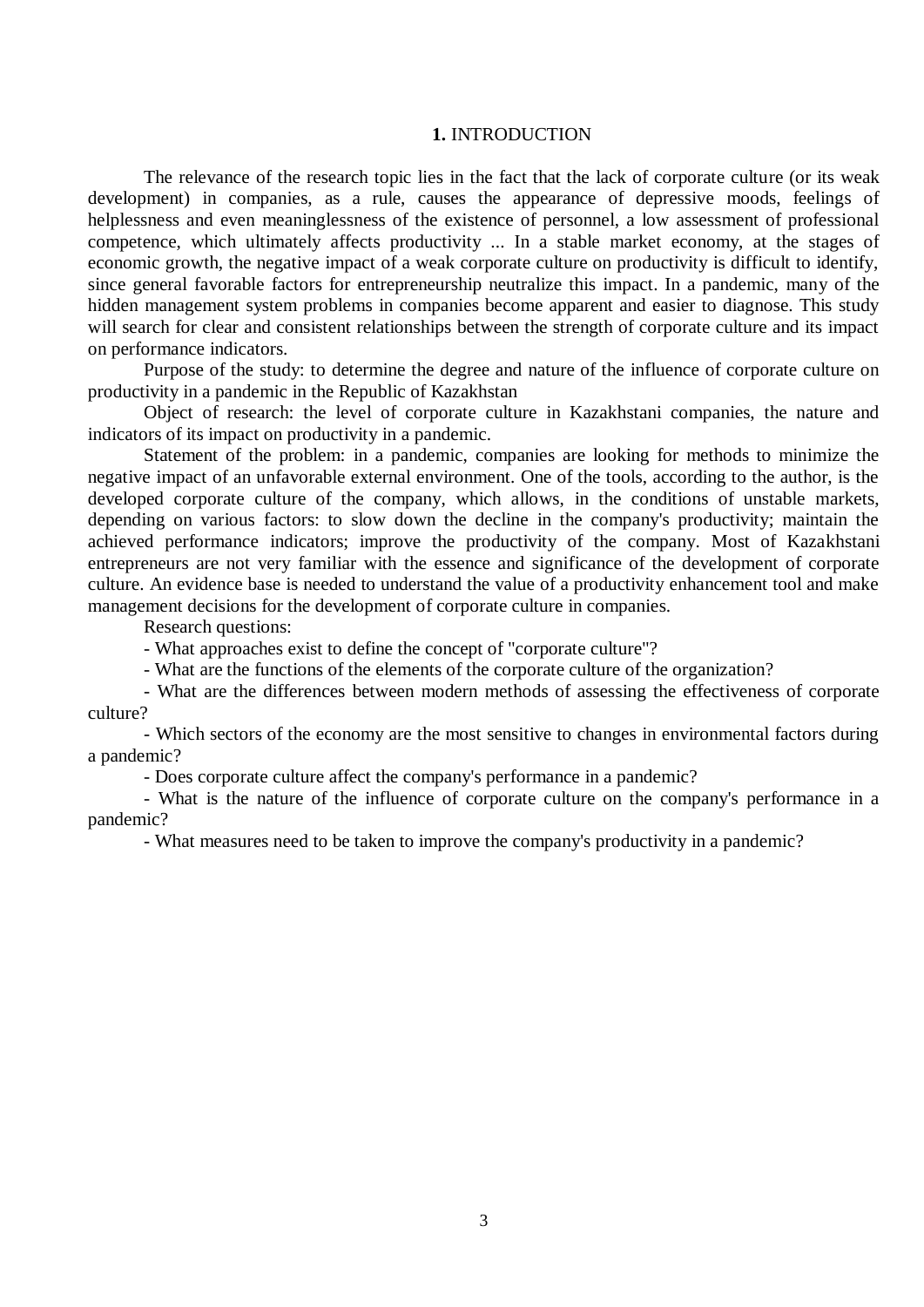# **1.** INTRODUCTION

The relevance of the research topic lies in the fact that the lack of corporate culture (or its weak development) in companies, as a rule, causes the appearance of depressive moods, feelings of helplessness and even meaninglessness of the existence of personnel, a low assessment of professional competence, which ultimately affects productivity ... In a stable market economy, at the stages of economic growth, the negative impact of a weak corporate culture on productivity is difficult to identify, since general favorable factors for entrepreneurship neutralize this impact. In a pandemic, many of the hidden management system problems in companies become apparent and easier to diagnose. This study will search for clear and consistent relationships between the strength of corporate culture and its impact on performance indicators.

Purpose of the study: to determine the degree and nature of the influence of corporate culture on productivity in a pandemic in the Republic of Kazakhstan

Object of research: the level of corporate culture in Kazakhstani companies, the nature and indicators of its impact on productivity in a pandemic.

Statement of the problem: in a pandemic, companies are looking for methods to minimize the negative impact of an unfavorable external environment. One of the tools, according to the author, is the developed corporate culture of the company, which allows, in the conditions of unstable markets, depending on various factors: to slow down the decline in the company's productivity; maintain the achieved performance indicators; improve the productivity of the company. Most of Kazakhstani entrepreneurs are not very familiar with the essence and significance of the development of corporate culture. An evidence base is needed to understand the value of a productivity enhancement tool and make management decisions for the development of corporate culture in companies.

Research questions:

- What approaches exist to define the concept of "corporate culture"?
- What are the functions of the elements of the corporate culture of the organization?
- What are the differences between modern methods of assessing the effectiveness of corporate culture?
- Which sectors of the economy are the most sensitive to changes in environmental factors during a pandemic?
- Does corporate culture affect the company's performance in a pandemic?
- What is the nature of the influence of corporate culture on the company's performance in a pandemic?
- What measures need to be taken to improve the company's productivity in a pandemic?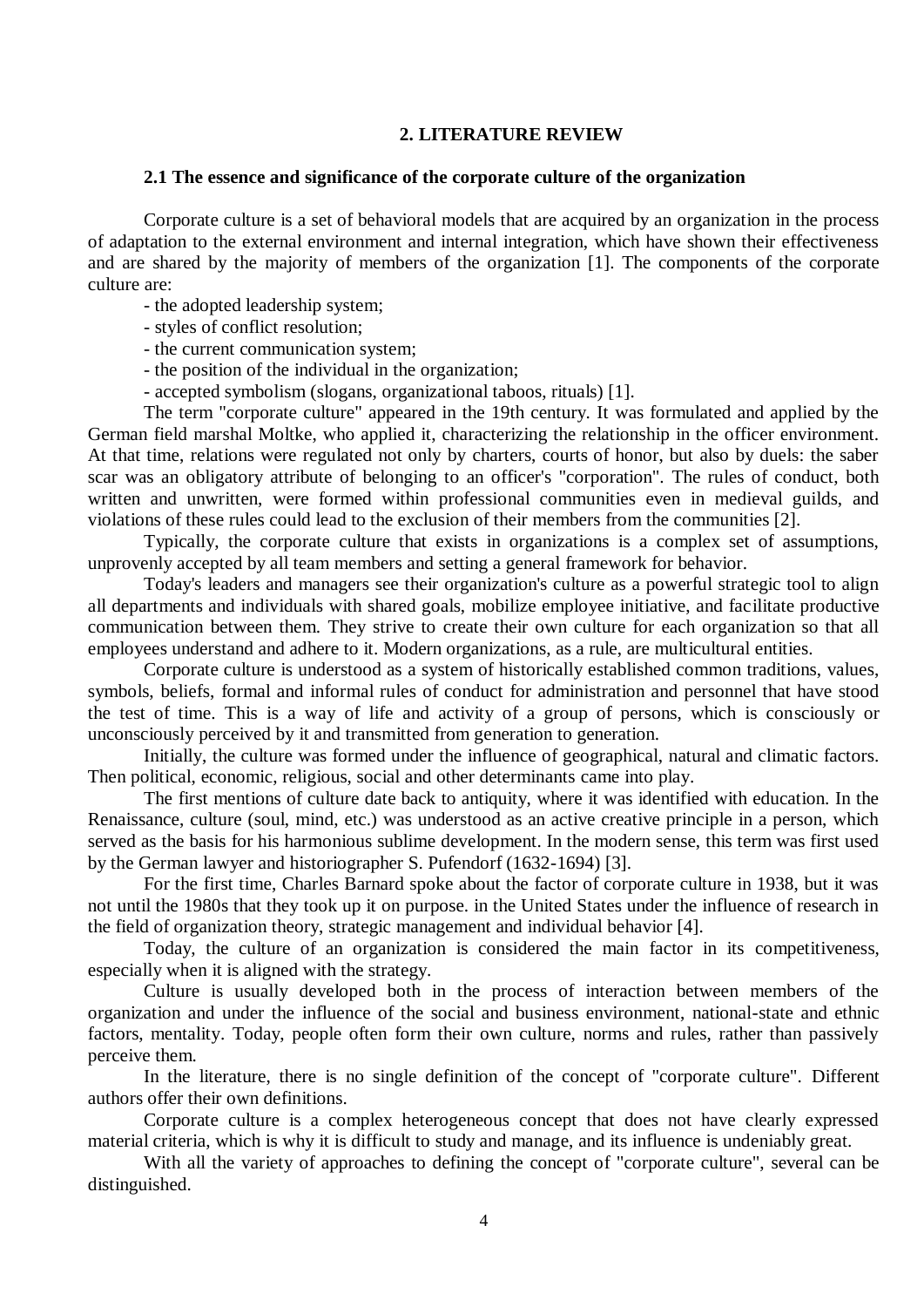## 2. LITERATURE REVIEW

### 2.1 The essence and significance of the corporate culture of the organization

Corporate culture is a set of behavioral models that are acquired by an organization in the process of adaptation to the external environment and internal integration, which have shown their effectiveness and are shared by the majority of members of the organization [1]. The components of the corporate culture are:

- the adopted leadership system;
- styles of conflict resolution;
- the current communication system;
- the position of the individual in the organization;
- accepted symbolism (slogans, organizational taboos, rituals) [1].

The term "corporate culture" appeared in the 19th century. It was formulated and applied by the German field marshal Moltke, who applied it, characterizing the relationship in the officer environment. At that time, relations were regulated not only by charters, courts of honor, but also by duels: the saber scar was an obligatory attribute of belonging to an officer's "corporation". The rules of conduct, both written and unwritten, were formed within professional communities even in medieval guilds, and violations of these rules could lead to the exclusion of their members from the communities [2].

Typically, the corporate culture that exists in organizations is a complex set of assumptions, unprovenly accepted by all team members and setting a general framework for behavior.

Today's leaders and managers see their organization's culture as a powerful strategic tool to align all departments and individuals with shared goals, mobilize employee initiative, and facilitate productive communication between them. They strive to create their own culture for each organization so that all employees understand and adhere to it. Modern organizations, as a rule, are multicultural entities.

Corporate culture is understood as a system of historically established common traditions, values, symbols, beliefs, formal and informal rules of conduct for administration and personnel that have stood the test of time. This is a way of life and activity of a group of persons, which is consciously or unconsciously perceived by it and transmitted from generation to generation.

Initially, the culture was formed under the influence of geographical, natural and climatic factors. Then political, economic, religious, social and other determinants came into play.

The first mentions of culture date back to antiquity, where it was identified with education. In the Renaissance, culture (soul, mind, etc.) was understood as an active creative principle in a person, which served as the basis for his harmonious sublime development. In the modern sense, this term was first used by the German lawyer and historiographer S. Pufendorf (1632-1694) [3].

For the first time, Charles Barnard spoke about the factor of corporate culture in 1938, but it was not until the 1980s that they took up it on purpose. in the United States under the influence of research in the field of organization theory, strategic management and individual behavior [4].

Today, the culture of an organization is considered the main factor in its competitiveness, especially when it is aligned with the strategy.

Culture is usually developed both in the process of interaction between members of the organization and under the influence of the social and business environment, national-state and ethnic factors, mentality. Today, people often form their own culture, norms and rules, rather than passively perceive them.

In the literature, there is no single definition of the concept of "corporate culture". Different authors offer their own definitions.

Corporate culture is a complex heterogeneous concept that does not have clearly expressed material criteria, which is why it is difficult to study and manage, and its influence is undeniably great.

With all the variety of approaches to defining the concept of "corporate culture", several can be distinguished.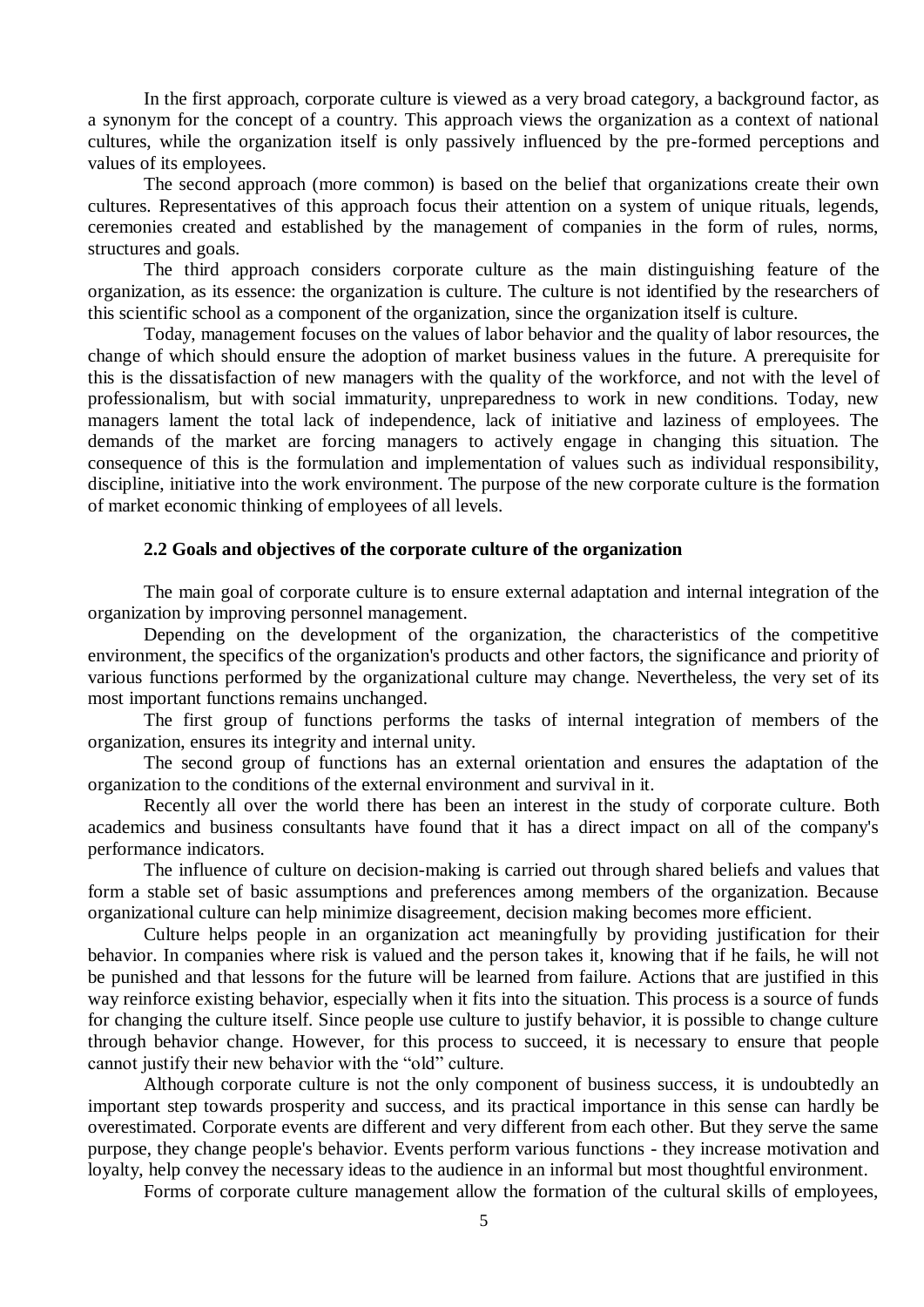In the first approach, corporate culture is viewed as a very broad category, a background factor, as a synonym for the concept of a country. This approach views the organization as a context of national cultures, while the organization itself is only passively influenced by the pre-formed perceptions and values of its employees.

The second approach (more common) is based on the belief that organizations create their own cultures. Representatives of this approach focus their attention on a system of unique rituals, legends, ceremonies created and established by the management of companies in the form of rules, norms, structures and goals.

The third approach considers corporate culture as the main distinguishing feature of the organization, as its essence: the organization is culture. The culture is not identified by the researchers of this scientific school as a component of the organization, since the organization itself is culture.

Today, management focuses on the values of labor behavior and the quality of labor resources, the change of which should ensure the adoption of market business values in the future. A prerequisite for this is the dissatisfaction of new managers with the quality of the workforce, and not with the level of professionalism, but with social immaturity, unpreparedness to work in new conditions. Today, new managers lament the total lack of independence, lack of initiative and laziness of employees. The demands of the market are forcing managers to actively engage in changing this situation. The consequence of this is the formulation and implementation of values such as individual responsibility, discipline, initiative into the work environment. The purpose of the new corporate culture is the formation of market economic thinking of employees of all levels.

### 2.2 Goals and objectives of the corporate culture of the organization

The main goal of corporate culture is to ensure external adaptation and internal integration of the organization by improving personnel management.

Depending on the development of the organization, the characteristics of the competitive environment, the specifics of the organization's products and other factors, the significance and priority of various functions performed by the organizational culture may change. Nevertheless, the very set of its most important functions remains unchanged.

The first group of functions performs the tasks of internal integration of members of the organization, ensures its integrity and internal unity.

The second group of functions has an external orientation and ensures the adaptation of the organization to the conditions of the external environment and survival in it.

Recently all over the world there has been an interest in the study of corporate culture. Both academics and business consultants have found that it has a direct impact on all of the company's performance indicators.

The influence of culture on decision-making is carried out through shared beliefs and values that form a stable set of basic assumptions and preferences among members of the organization. Because organizational culture can help minimize disagreement, decision making becomes more efficient.

Culture helps people in an organization act meaningfully by providing justification for their behavior. In companies where risk is valued and the person takes it, knowing that if he fails, he will not be punished and that lessons for the future will be learned from failure. Actions that are justified in this way reinforce existing behavior, especially when it fits into the situation. This process is a source of funds for changing the culture itself. Since people use culture to justify behavior, it is possible to change culture through behavior change. However, for this process to succeed, it is necessary to ensure that people cannot justify their new behavior with the "old" culture.

Although corporate culture is not the only component of business success, it is undoubtedly an important step towards prosperity and success, and its practical importance in this sense can hardly be overestimated. Corporate events are different and very different from each other. But they serve the same purpose, they change people's behavior. Events perform various functions - they increase motivation and loyalty, help convey the necessary ideas to the audience in an informal but most thoughtful environment.

Forms of corporate culture management allow the formation of the cultural skills of employees,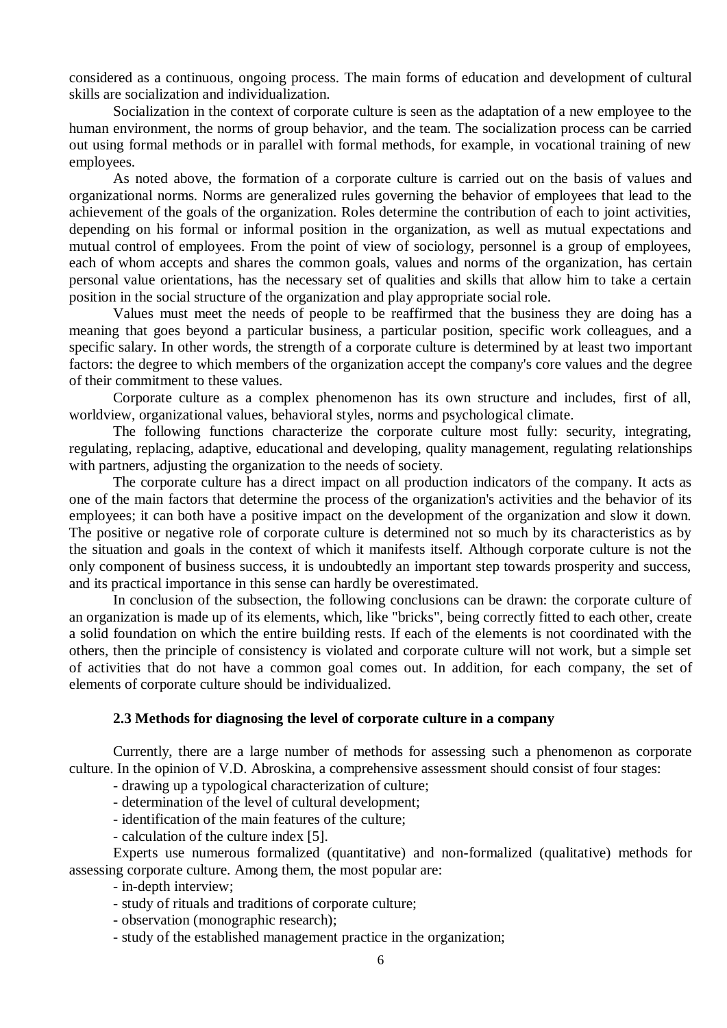considered as a continuous, ongoing process. The main forms of education and development of cultural skills are socialization and individualization.

Socialization in the context of corporate culture is seen as the adaptation of a new employee to the human environment, the norms of group behavior, and the team. The socialization process can be carried out using formal methods or in parallel with formal methods, for example, in vocational training of new employees.

As noted above, the formation of a corporate culture is carried out on the basis of values and organizational norms. Norms are generalized rules governing the behavior of employees that lead to the achievement of the goals of the organization. Roles determine the contribution of each to joint activities, depending on his formal or informal position in the organization, as well as mutual expectations and mutual control of employees. From the point of view of sociology, personnel is a group of employees, each of whom accepts and shares the common goals, values and norms of the organization, has certain personal value orientations, has the necessary set of qualities and skills that allow him to take a certain position in the social structure of the organization and play appropriate social role.

Values must meet the needs of people to be reaffirmed that the business they are doing has a meaning that goes beyond a particular business, a particular position, specific work colleagues, and a specific salary. In other words, the strength of a corporate culture is determined by at least two important factors: the degree to which members of the organization accept the company's core values and the degree of their commitment to these values.

Corporate culture as a complex phenomenon has its own structure and includes, first of all, worldview, organizational values, behavioral styles, norms and psychological climate.

The following functions characterize the corporate culture most fully: security, integrating, regulating, replacing, adaptive, educational and developing, quality management, regulating relationships with partners, adjusting the organization to the needs of society.

The corporate culture has a direct impact on all production indicators of the company. It acts as one of the main factors that determine the process of the organization's activities and the behavior of its employees; it can both have a positive impact on the development of the organization and slow it down. The positive or negative role of corporate culture is determined not so much by its characteristics as by the situation and goals in the context of which it manifests itself. Although corporate culture is not the only component of business success, it is undoubtedly an important step towards prosperity and success, and its practical importance in this sense can hardly be overestimated.

In conclusion of the subsection, the following conclusions can be drawn: the corporate culture of an organization is made up of its elements, which, like "bricks", being correctly fitted to each other, create a solid foundation on which the entire building rests. If each of the elements is not coordinated with the others, then the principle of consistency is violated and corporate culture will not work, but a simple set of activities that do not have a common goal comes out. In addition, for each company, the set of elements of corporate culture should be individualized.

### 2.3 Methods for diagnosing the level of corporate culture in a company

Currently, there are a large number of methods for assessing such a phenomenon as corporate culture. In the opinion of V.D. Abroskina, a comprehensive assessment should consist of four stages:

- drawing up a typological characterization of culture;
- determination of the level of cultural development;
- identification of the main features of the culture;
- calculation of the culture index [5].

Experts use numerous formalized (quantitative) and non-formalized (qualitative) methods for assessing corporate culture. Among them, the most popular are:

- in-depth interview;
- study of rituals and traditions of corporate culture;
- observation (monographic research);
- study of the established management practice in the organization;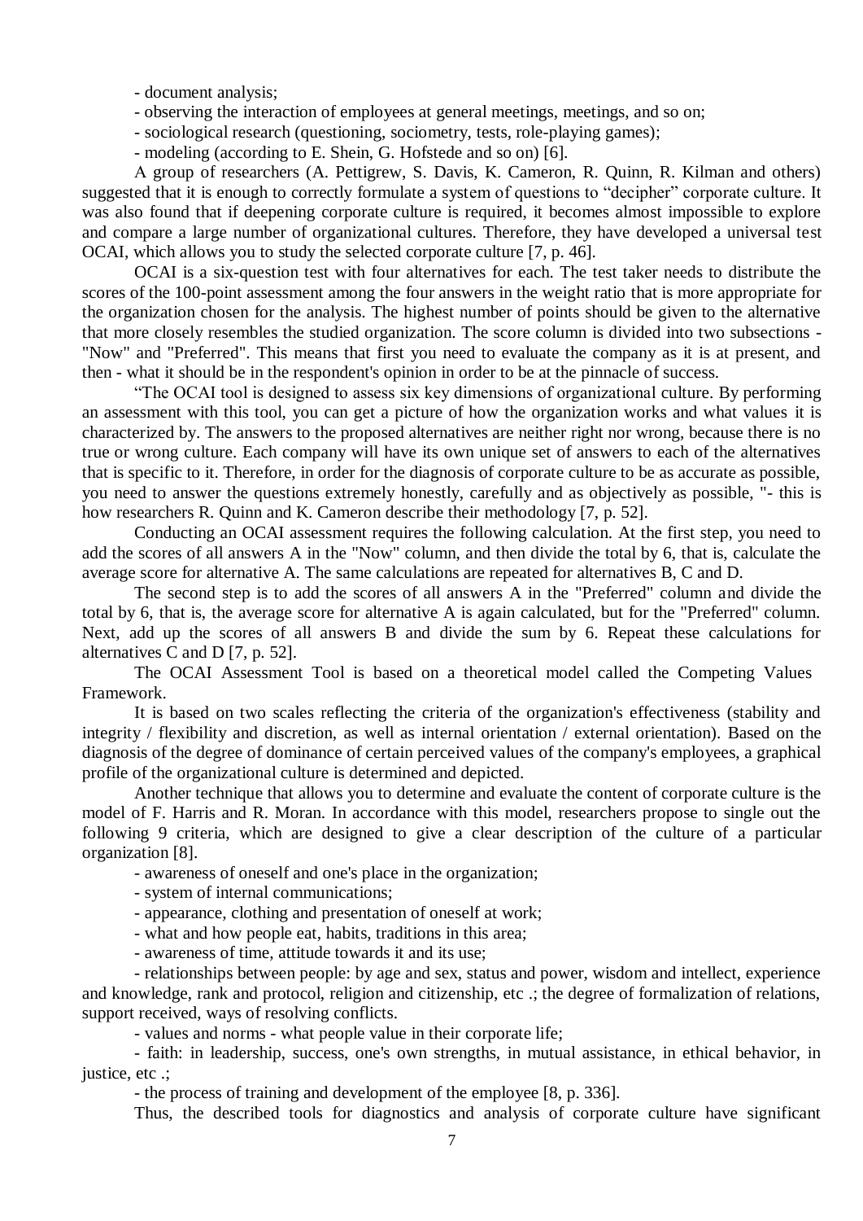- document analysis;

- observing the interaction of employees at general meetings, meetings, and so on;

- sociological research (questioning, sociometry, tests, role-playing games);

- modeling (according to E. Shein, G. Hofstede and so on) [6].

A group of researchers (A. Pettigrew, S. Davis, K. Cameron, R. Quinn, R. Kilman and others) suggested that it is enough to correctly formulate a system of questions to "decipher" corporate culture. It was also found that if deepening corporate culture is required, it becomes almost impossible to explore and compare a large number of organizational cultures. Therefore, they have developed a universal test OCAI, which allows you to study the selected corporate culture [7, p. 46].

OCAI is a six-question test with four alternatives for each. The test taker needs to distribute the scores of the 100-point assessment among the four answers in the weight ratio that is more appropriate for the organization chosen for the analysis. The highest number of points should be given to the alternative that more closely resembles the studied organization. The score column is divided into two subsections - "Now" and "Preferred". This means that first you need to evaluate the company as it is at present, and then - what it should be in the respondent's opinion in order to be at the pinnacle of success.

"The OCAI tool is designed to assess six key dimensions of organizational culture. By performing an assessment with this tool, you can get a picture of how the organization works and what values it is characterized by. The answers to the proposed alternatives are neither right nor wrong, because there is no true or wrong culture. Each company will have its own unique set of answers to each of the alternatives that is specific to it. Therefore, in order for the diagnosis of corporate culture to be as accurate as possible, you need to answer the questions extremely honestly, carefully and as objectively as possible, "- this is how researchers R. Quinn and K. Cameron describe their methodology [7, p. 52].

Conducting an OCAI assessment requires the following calculation. At the first step, you need to add the scores of all answers A in the "Now" column, and then divide the total by 6, that is, calculate the average score for alternative A. The same calculations are repeated for alternatives B, C and D.

The second step is to add the scores of all answers A in the "Preferred" column and divide the total by 6, that is, the average score for alternative A is again calculated, but for the "Preferred" column. Next, add up the scores of all answers B and divide the sum by 6. Repeat these calculations for alternatives C and D [7, p. 52].

The OCAI Assessment Tool is based on a theoretical model called the Competing Values Framework.

It is based on two scales reflecting the criteria of the organization's effectiveness (stability and integrity / flexibility and discretion, as well as internal orientation / external orientation). Based on the diagnosis of the degree of dominance of certain perceived values of the company's employees, a graphical profile of the organizational culture is determined and depicted.

Another technique that allows you to determine and evaluate the content of corporate culture is the model of F. Harris and R. Moran. In accordance with this model, researchers propose to single out the following 9 criteria, which are designed to give a clear description of the culture of a particular organization [8].

- awareness of oneself and one's place in the organization;

- system of internal communications;

- appearance, clothing and presentation of oneself at work;

- what and how people eat, habits, traditions in this area;

- awareness of time, attitude towards it and its use;

- relationships between people: by age and sex, status and power, wisdom and intellect, experience and knowledge, rank and protocol, religion and citizenship, etc .; the degree of formalization of relations, support received, ways of resolving conflicts.

- values and norms - what people value in their corporate life;

- faith: in leadership, success, one's own strengths, in mutual assistance, in ethical behavior, in justice, etc .;

- the process of training and development of the employee [8, p. 336].

Thus, the described tools for diagnostics and analysis of corporate culture have significant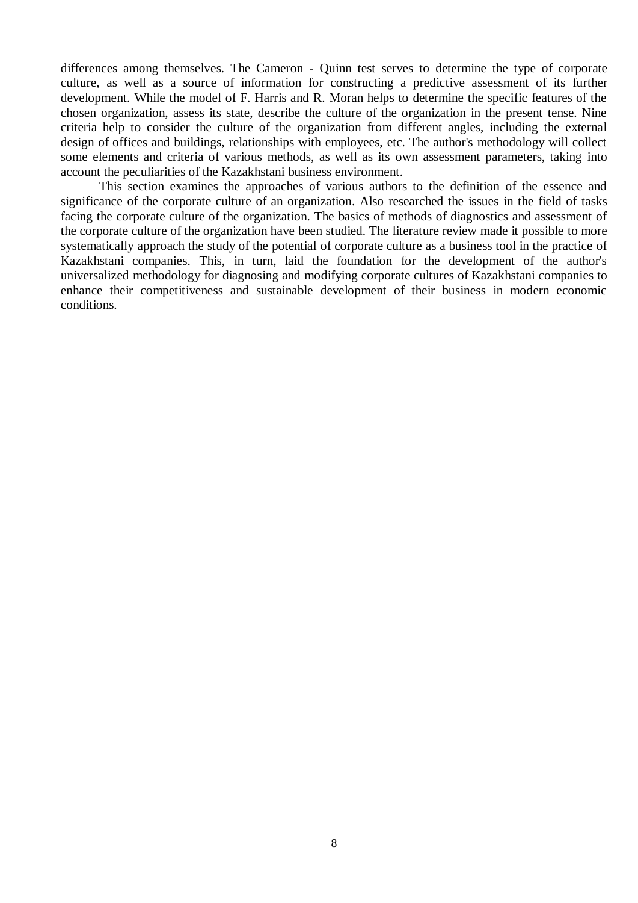differences among themselves. The Cameron - Quinn test serves to determine the type of corporate culture, as well as a source of information for constructing a predictive assessment of its further development. While the model of F. Harris and R. Moran helps to determine the specific features of the chosen organization, assess its state, describe the culture of the organization in the present tense. Nine criteria help to consider the culture of the organization from different angles, including the external design of offices and buildings, relationships with employees, etc. The author's methodology will collect some elements and criteria of various methods, as well as its own assessment parameters, taking into account the peculiarities of the Kazakhstani business environment.

This section examines the approaches of various authors to the definition of the essence and significance of the corporate culture of an organization. Also researched the issues in the field of tasks facing the corporate culture of the organization. The basics of methods of diagnostics and assessment of the corporate culture of the organization have been studied. The literature review made it possible to more systematically approach the study of the potential of corporate culture as a business tool in the practice of Kazakhstani companies. This, in turn, laid the foundation for the development of the author's universalized methodology for diagnosing and modifying corporate cultures of Kazakhstani companies to enhance their competitiveness and sustainable development of their business in modern economic conditions.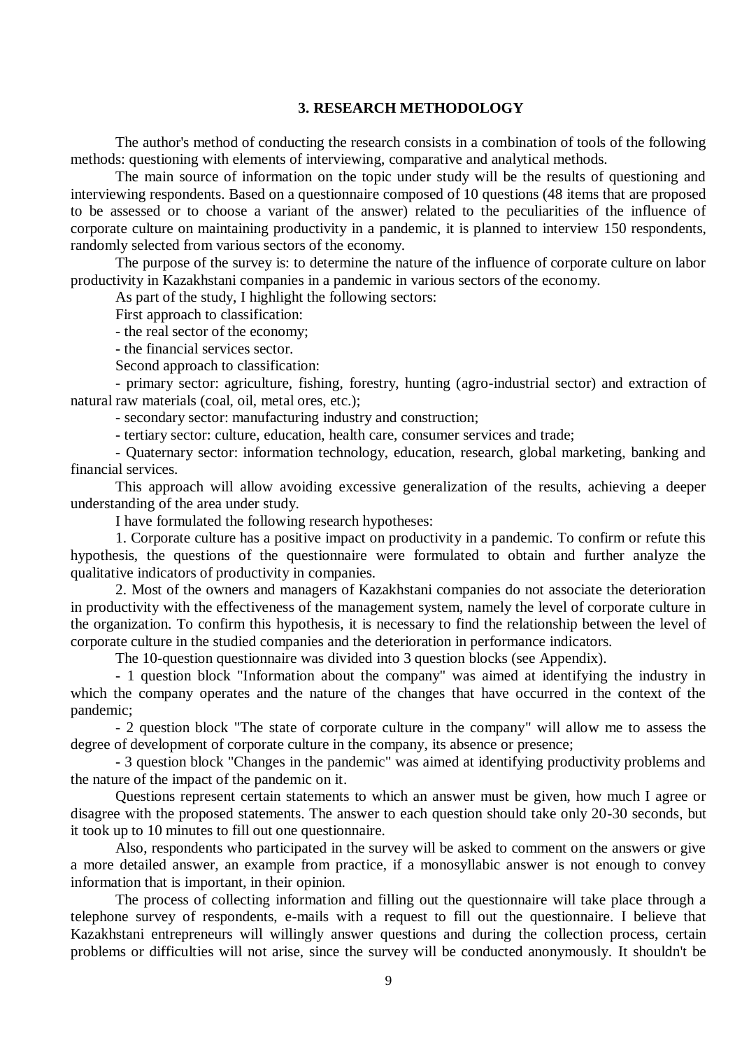## 3. RESEARCH METHODOLOGY

The author's method of conducting the research consists in a combination of tools of the following methods: questioning with elements of interviewing, comparative and analytical methods.

The main source of information on the topic under study will be the results of questioning and interviewing respondents. Based on a questionnaire composed of 10 questions (48 items that are proposed to be assessed or to choose a variant of the answer) related to the peculiarities of the influence of corporate culture on maintaining productivity in a pandemic, it is planned to interview 150 respondents, randomly selected from various sectors of the economy.

The purpose of the survey is: to determine the nature of the influence of corporate culture on labor productivity in Kazakhstani companies in a pandemic in various sectors of the economy.

As part of the study, I highlight the following sectors:

First approach to classification:

- the real sector of the economy;
- the financial services sector.

Second approach to classification:

- primary sector: agriculture, fishing, forestry, hunting (agro-industrial sector) and extraction of natural raw materials (coal, oil, metal ores, etc.);
- secondary sector: manufacturing industry and construction;
- tertiary sector: culture, education, health care, consumer services and trade;
- Quaternary sector: information technology, education, research, global marketing, banking and financial services.

This approach will allow avoiding excessive generalization of the results, achieving a deeper understanding of the area under study.

I have formulated the following research hypotheses:

1. Corporate culture has a positive impact on productivity in a pandemic. To confirm or refute this hypothesis, the questions of the questionnaire were formulated to obtain and further analyze the qualitative indicators of productivity in companies.
2. Most of the owners and managers of Kazakhstani companies do not associate the deterioration in productivity with the effectiveness of the management system, namely the level of corporate culture in the organization. To confirm this hypothesis, it is necessary to find the relationship between the level of corporate culture in the studied companies and the deterioration in performance indicators.

The 10-question questionnaire was divided into 3 question blocks (see Appendix).

- 1 question block "Information about the company" was aimed at identifying the industry in which the company operates and the nature of the changes that have occurred in the context of the pandemic;
- 2 question block "The state of corporate culture in the company" will allow me to assess the degree of development of corporate culture in the company, its absence or presence;
- 3 question block "Changes in the pandemic" was aimed at identifying productivity problems and the nature of the impact of the pandemic on it.

Questions represent certain statements to which an answer must be given, how much I agree or disagree with the proposed statements. The answer to each question should take only 20-30 seconds, but it took up to 10 minutes to fill out one questionnaire.

Also, respondents who participated in the survey will be asked to comment on the answers or give a more detailed answer, an example from practice, if a monosyllabic answer is not enough to convey information that is important, in their opinion.

The process of collecting information and filling out the questionnaire will take place through a telephone survey of respondents, e-mails with a request to fill out the questionnaire. I believe that Kazakhstani entrepreneurs will willingly answer questions and during the collection process, certain problems or difficulties will not arise, since the survey will be conducted anonymously. It shouldn't be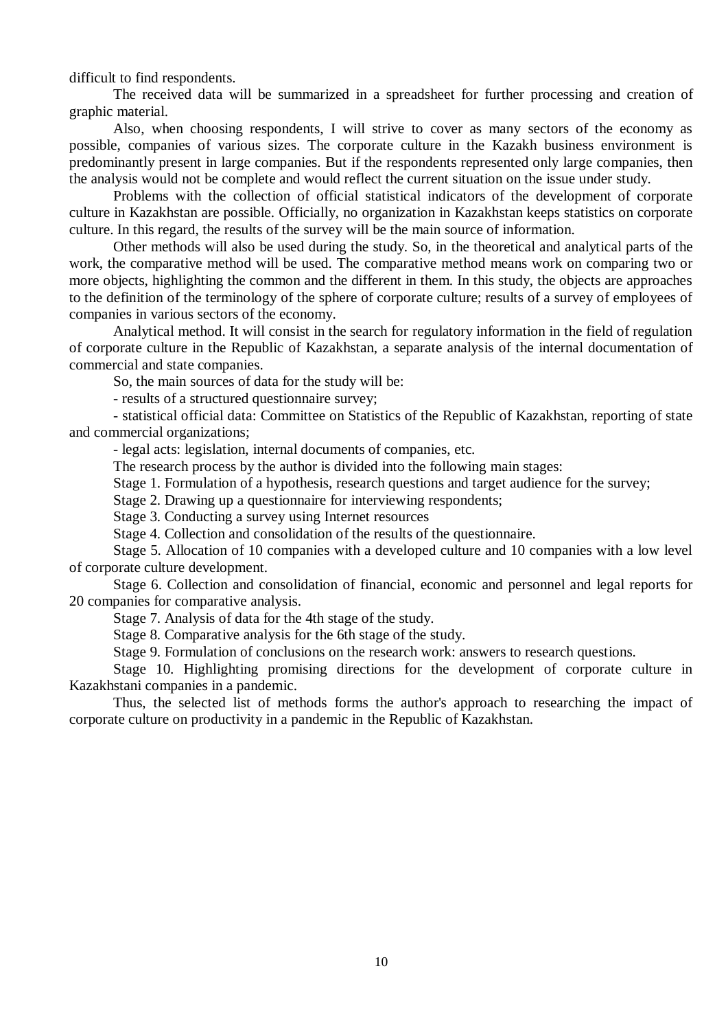difficult to find respondents.

The received data will be summarized in a spreadsheet for further processing and creation of graphic material.

Also, when choosing respondents, I will strive to cover as many sectors of the economy as possible, companies of various sizes. The corporate culture in the Kazakh business environment is predominantly present in large companies. But if the respondents represented only large companies, then the analysis would not be complete and would reflect the current situation on the issue under study.

Problems with the collection of official statistical indicators of the development of corporate culture in Kazakhstan are possible. Officially, no organization in Kazakhstan keeps statistics on corporate culture. In this regard, the results of the survey will be the main source of information.

Other methods will also be used during the study. So, in the theoretical and analytical parts of the work, the comparative method will be used. The comparative method means work on comparing two or more objects, highlighting the common and the different in them. In this study, the objects are approaches to the definition of the terminology of the sphere of corporate culture; results of a survey of employees of companies in various sectors of the economy.

Analytical method. It will consist in the search for regulatory information in the field of regulation of corporate culture in the Republic of Kazakhstan, a separate analysis of the internal documentation of commercial and state companies.

So, the main sources of data for the study will be:

- results of a structured questionnaire survey;
- statistical official data: Committee on Statistics of the Republic of Kazakhstan, reporting of state and commercial organizations;
- legal acts: legislation, internal documents of companies, etc.

The research process by the author is divided into the following main stages:

Stage 1. Formulation of a hypothesis, research questions and target audience for the survey;

Stage 2. Drawing up a questionnaire for interviewing respondents;

Stage 3. Conducting a survey using Internet resources

Stage 4. Collection and consolidation of the results of the questionnaire.

Stage 5. Allocation of 10 companies with a developed culture and 10 companies with a low level of corporate culture development.

Stage 6. Collection and consolidation of financial, economic and personnel and legal reports for 20 companies for comparative analysis.

Stage 7. Analysis of data for the 4th stage of the study.

Stage 8. Comparative analysis for the 6th stage of the study.

Stage 9. Formulation of conclusions on the research work: answers to research questions.

Stage 10. Highlighting promising directions for the development of corporate culture in Kazakhstani companies in a pandemic.

Thus, the selected list of methods forms the author's approach to researching the impact of corporate culture on productivity in a pandemic in the Republic of Kazakhstan.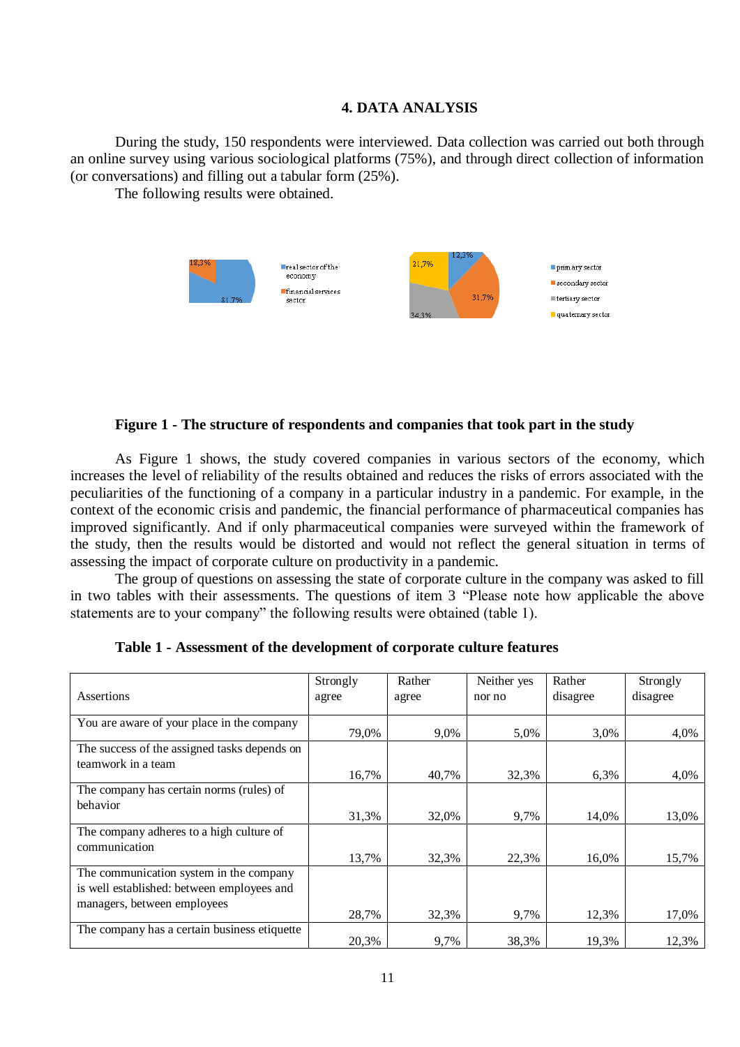## 4. DATA ANALYSIS

During the study, 150 respondents were interviewed. Data collection was carried out both through an online survey using various sociological platforms (75%), and through direct collection of information (or conversations) and filling out a tabular form (25%).

The following results were obtained.

**Figure 1 - The structure of respondents and companies that took part in the study**

As Figure 1 shows, the study covered companies in various sectors of the economy, which increases the level of reliability of the results obtained and reduces the risks of errors associated with the peculiarities of the functioning of a company in a particular industry in a pandemic. For example, in the context of the economic crisis and pandemic, the financial performance of pharmaceutical companies has improved significantly. And if only pharmaceutical companies were surveyed within the framework of the study, then the results would be distorted and would not reflect the general situation in terms of assessing the impact of corporate culture on productivity in a pandemic.

The group of questions on assessing the state of corporate culture in the company was asked to fill in two tables with their assessments. The questions of item 3 "Please note how applicable the above statements are to your company" the following results were obtained (table 1).

**Table 1 - Assessment of the development of corporate culture features**

| Assertions | Strongly agree | Rather agree | Neither yes nor no | Rather disagree | Strongly disagree |
|---|---|---|---|---|---|
| You are aware of your place in the company | 79,0% | 9,0% | 5,0% | 3,0% | 4,0% |
| The success of the assigned tasks depends on teamwork in a team | 16,7% | 40,7% | 32,3% | 6,3% | 4,0% |
| The company has certain norms (rules) of behavior | 31,3% | 32,0% | 9,7% | 14,0% | 13,0% |
| The company adheres to a high culture of communication | 13,7% | 32,3% | 22,3% | 16,0% | 15,7% |
| The communication system in the company is well established: between employees and managers, between employees | 28,7% | 32,3% | 9,7% | 12,3% | 17,0% |
| The company has a certain business etiquette | 20,3% | 9,7% | 38,3% | 19,3% | 12,3% |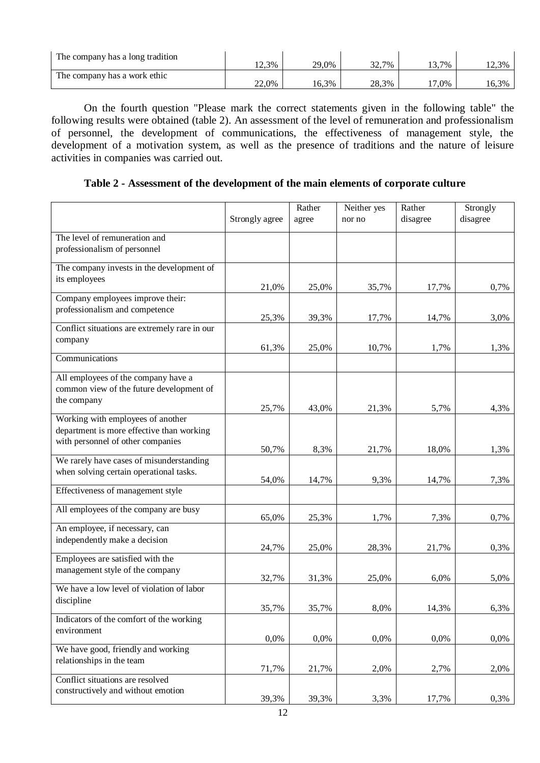| The company has a long tradition | 12,3% | 29,0% | 32,7% | 13,7% | 12,3% |
|---|---|---|---|---|---|
| The company has a work ethic | 22,0% | 16,3% | 28,3% | 17,0% | 16,3% |

On the fourth question "Please mark the correct statements given in the following table" the following results were obtained (table 2). An assessment of the level of remuneration and professionalism of personnel, the development of communications, the effectiveness of management style, the development of a motivation system, as well as the presence of traditions and the nature of leisure activities in companies was carried out.

**Table 2 - Assessment of the development of the main elements of corporate culture**

| | Strongly agree | Rather agree | Neither yes nor no | Rather disagree | Strongly disagree |
|---|---|---|---|---|---|
| The level of remuneration and professionalism of personnel | | | | | |
| The company invests in the development of its employees | 21,0% | 25,0% | 35,7% | 17,7% | 0,7% |
| Company employees improve their: professionalism and competence | 25,3% | 39,3% | 17,7% | 14,7% | 3,0% |
| Conflict situations are extremely rare in our company | 61,3% | 25,0% | 10,7% | 1,7% | 1,3% |
| Communications | | | | | |
| All employees of the company have a common view of the future development of the company | 25,7% | 43,0% | 21,3% | 5,7% | 4,3% |
| Working with employees of another department is more effective than working with personnel of other companies | 50,7% | 8,3% | 21,7% | 18,0% | 1,3% |
| We rarely have cases of misunderstanding when solving certain operational tasks. | 54,0% | 14,7% | 9,3% | 14,7% | 7,3% |
| Effectiveness of management style | | | | | |
| All employees of the company are busy | 65,0% | 25,3% | 1,7% | 7,3% | 0,7% |
| An employee, if necessary, can independently make a decision | 24,7% | 25,0% | 28,3% | 21,7% | 0,3% |
| Employees are satisfied with the management style of the company | 32,7% | 31,3% | 25,0% | 6,0% | 5,0% |
| We have a low level of violation of labor discipline | 35,7% | 35,7% | 8,0% | 14,3% | 6,3% |
| Indicators of the comfort of the working environment | 0,0% | 0,0% | 0,0% | 0,0% | 0,0% |
| We have good, friendly and working relationships in the team | 71,7% | 21,7% | 2,0% | 2,7% | 2,0% |
| Conflict situations are resolved constructively and without emotion | 39,3% | 39,3% | 3,3% | 17,7% | 0,3% |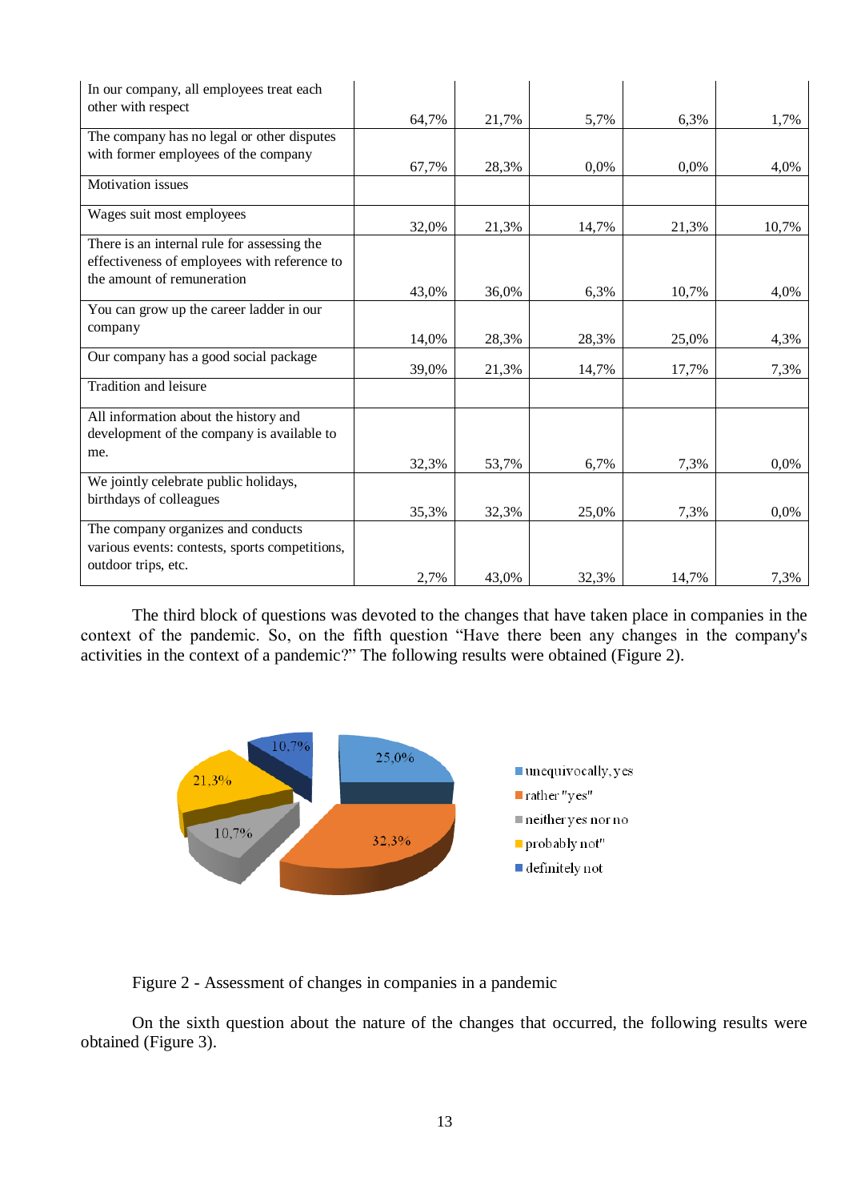| | | | | | |
|---|---|---|---|---|---|
| In our company, all employees treat each other with respect | 64,7% | 21,7% | 5,7% | 6,3% | 1,7% |
| The company has no legal or other disputes with former employees of the company | 67,7% | 28,3% | 0,0% | 0,0% | 4,0% |
| Motivation issues | | | | | |
| Wages suit most employees | 32,0% | 21,3% | 14,7% | 21,3% | 10,7% |
| There is an internal rule for assessing the effectiveness of employees with reference to the amount of remuneration | 43,0% | 36,0% | 6,3% | 10,7% | 4,0% |
| You can grow up the career ladder in our company | 14,0% | 28,3% | 28,3% | 25,0% | 4,3% |
| Our company has a good social package | 39,0% | 21,3% | 14,7% | 17,7% | 7,3% |
| Tradition and leisure | | | | | |
| All information about the history and development of the company is available to me. | 32,3% | 53,7% | 6,7% | 7,3% | 0,0% |
| We jointly celebrate public holidays, birthdays of colleagues | 35,3% | 32,3% | 25,0% | 7,3% | 0,0% |
| The company organizes and conducts various events: contests, sports competitions, outdoor trips, etc. | 2,7% | 43,0% | 32,3% | 14,7% | 7,3% |

The third block of questions was devoted to the changes that have taken place in companies in the context of the pandemic. So, on the fifth question "Have there been any changes in the company's activities in the context of a pandemic?" The following results were obtained (Figure 2).

- unequivocally, yes — 25,0%
- rather "yes" — 32,3%
- neither yes nor no — 10,7%
- probably not" — 21,3%
- definitely not — 10,7%

Figure 2 - Assessment of changes in companies in a pandemic

On the sixth question about the nature of the changes that occurred, the following results were obtained (Figure 3).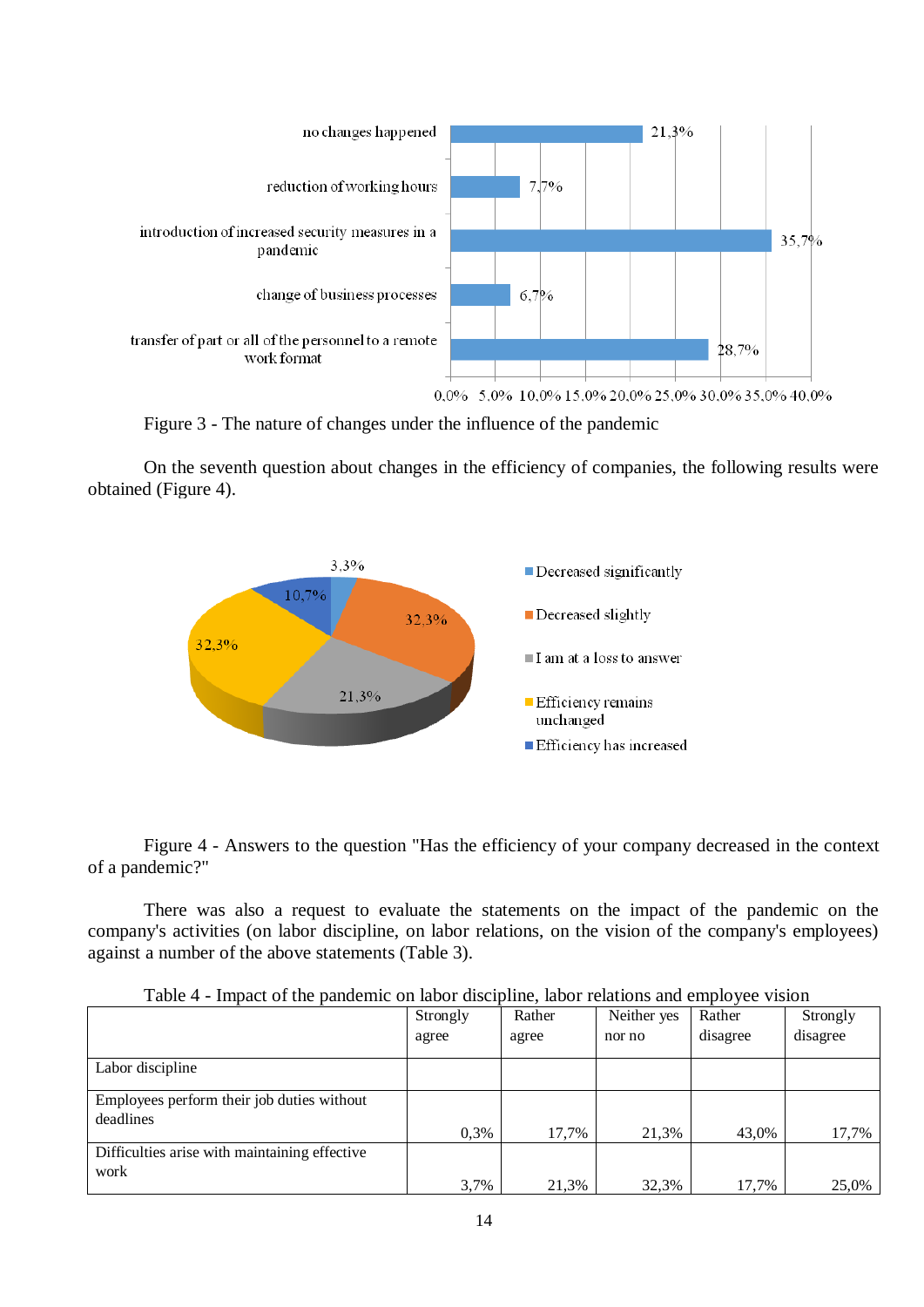Figure 3 - The nature of changes under the influence of the pandemic

On the seventh question about changes in the efficiency of companies, the following results were obtained (Figure 4).

Figure 4 - Answers to the question "Has the efficiency of your company decreased in the context of a pandemic?"

There was also a request to evaluate the statements on the impact of the pandemic on the company's activities (on labor discipline, on labor relations, on the vision of the company's employees) against a number of the above statements (Table 3).

Table 4 - Impact of the pandemic on labor discipline, labor relations and employee vision

| | Strongly agree | Rather agree | Neither yes nor no | Rather disagree | Strongly disagree |
|---|---|---|---|---|---|
| Labor discipline | | | | | |
| Employees perform their job duties without deadlines | 0,3% | 17,7% | 21,3% | 43,0% | 17,7% |
| Difficulties arise with maintaining effective work | 3,7% | 21,3% | 32,3% | 17,7% | 25,0% |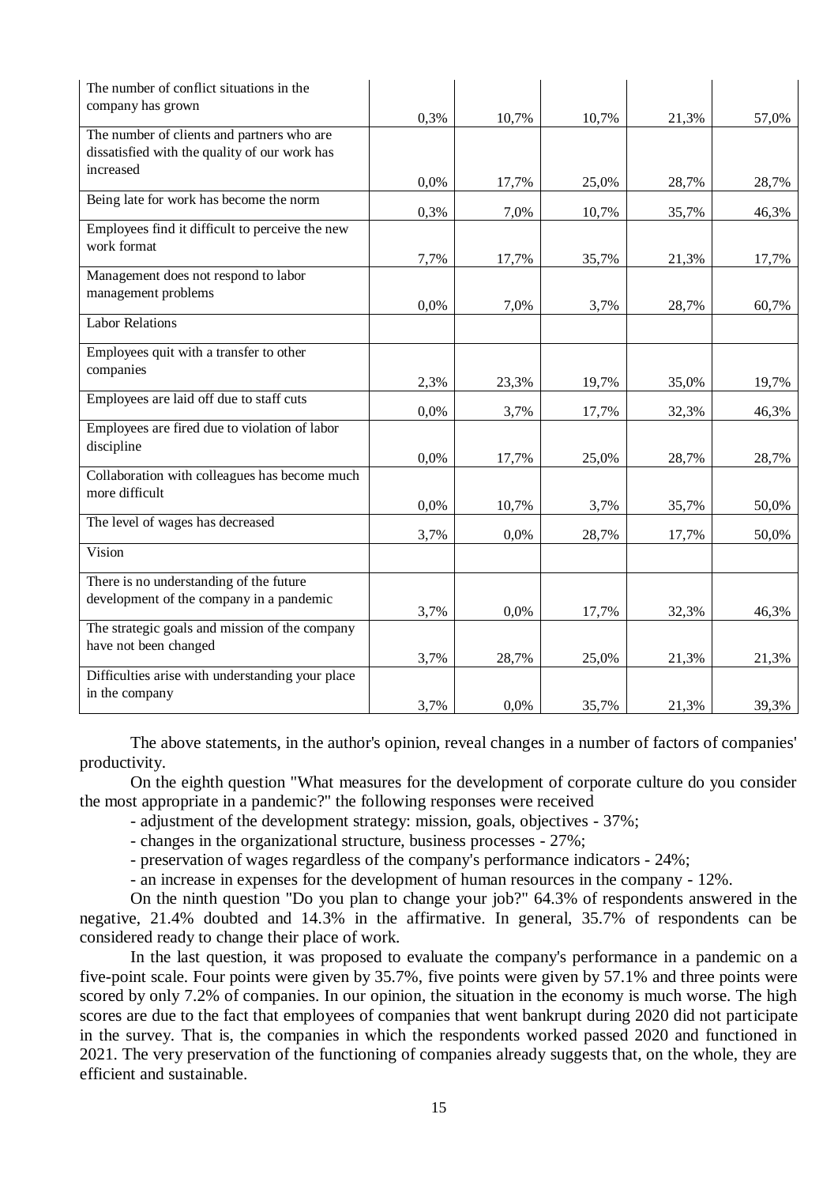| | | | | | |
|---|---|---|---|---|---|
| The number of conflict situations in the company has grown | 0,3% | 10,7% | 10,7% | 21,3% | 57,0% |
| The number of clients and partners who are dissatisfied with the quality of our work has increased | 0,0% | 17,7% | 25,0% | 28,7% | 28,7% |
| Being late for work has become the norm | 0,3% | 7,0% | 10,7% | 35,7% | 46,3% |
| Employees find it difficult to perceive the new work format | 7,7% | 17,7% | 35,7% | 21,3% | 17,7% |
| Management does not respond to labor management problems | 0,0% | 7,0% | 3,7% | 28,7% | 60,7% |
| Labor Relations | | | | | |
| Employees quit with a transfer to other companies | 2,3% | 23,3% | 19,7% | 35,0% | 19,7% |
| Employees are laid off due to staff cuts | 0,0% | 3,7% | 17,7% | 32,3% | 46,3% |
| Employees are fired due to violation of labor discipline | 0,0% | 17,7% | 25,0% | 28,7% | 28,7% |
| Collaboration with colleagues has become much more difficult | 0,0% | 10,7% | 3,7% | 35,7% | 50,0% |
| The level of wages has decreased | 3,7% | 0,0% | 28,7% | 17,7% | 50,0% |
| Vision | | | | | |
| There is no understanding of the future development of the company in a pandemic | 3,7% | 0,0% | 17,7% | 32,3% | 46,3% |
| The strategic goals and mission of the company have not been changed | 3,7% | 28,7% | 25,0% | 21,3% | 21,3% |
| Difficulties arise with understanding your place in the company | 3,7% | 0,0% | 35,7% | 21,3% | 39,3% |

The above statements, in the author's opinion, reveal changes in a number of factors of companies' productivity.

On the eighth question "What measures for the development of corporate culture do you consider the most appropriate in a pandemic?" the following responses were received

- adjustment of the development strategy: mission, goals, objectives - 37%;
- changes in the organizational structure, business processes - 27%;
- preservation of wages regardless of the company's performance indicators - 24%;
- an increase in expenses for the development of human resources in the company - 12%.

On the ninth question "Do you plan to change your job?" 64.3% of respondents answered in the negative, 21.4% doubted and 14.3% in the affirmative. In general, 35.7% of respondents can be considered ready to change their place of work.

In the last question, it was proposed to evaluate the company's performance in a pandemic on a five-point scale. Four points were given by 35.7%, five points were given by 57.1% and three points were scored by only 7.2% of companies. In our opinion, the situation in the economy is much worse. The high scores are due to the fact that employees of companies that went bankrupt during 2020 did not participate in the survey. That is, the companies in which the respondents worked passed 2020 and functioned in 2021. The very preservation of the functioning of companies already suggests that, on the whole, they are efficient and sustainable.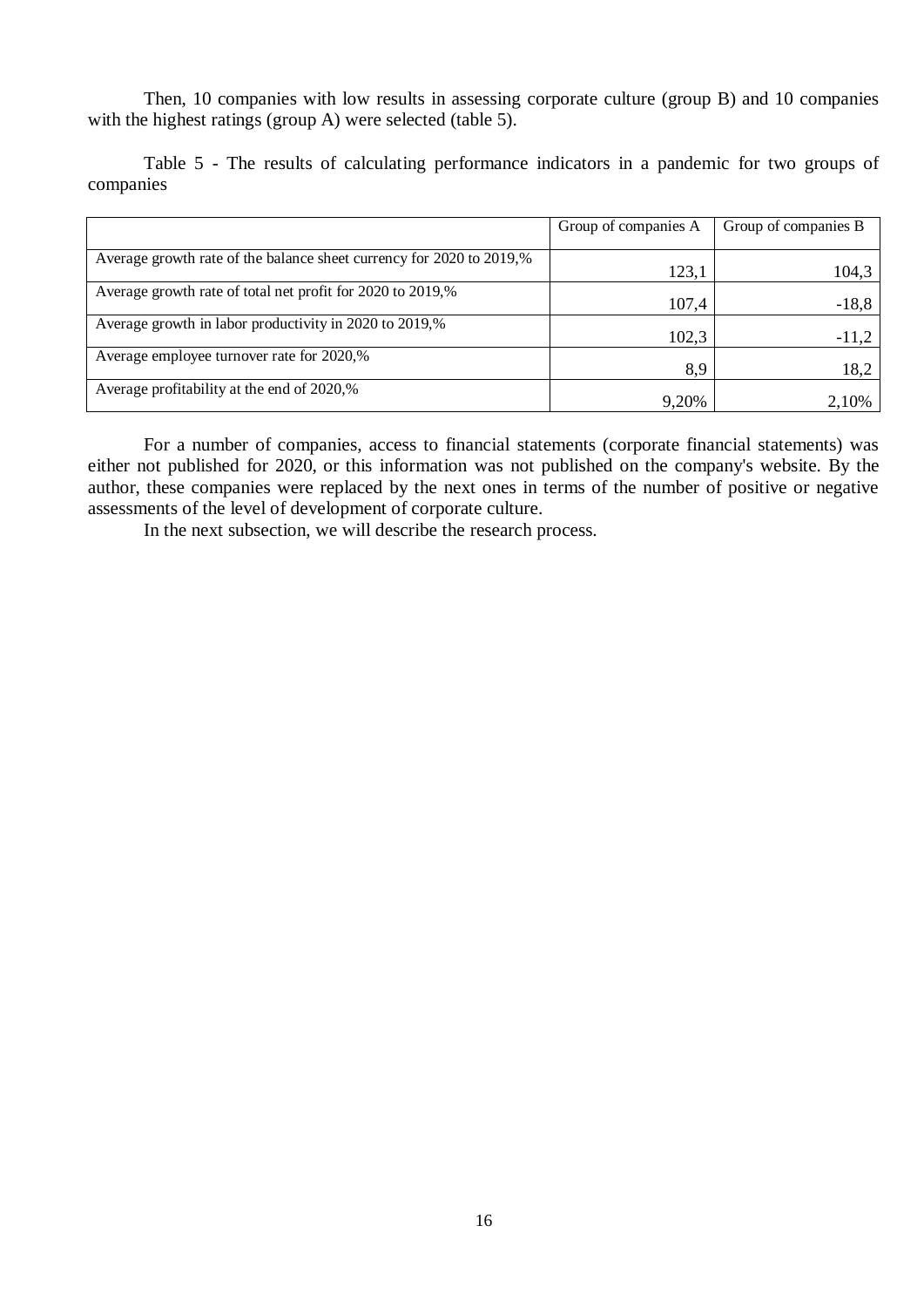Then, 10 companies with low results in assessing corporate culture (group B) and 10 companies with the highest ratings (group A) were selected (table 5).

Table 5 - The results of calculating performance indicators in a pandemic for two groups of companies

| | Group of companies A | Group of companies B |
|---|---|---|
| Average growth rate of the balance sheet currency for 2020 to 2019,% | 123,1 | 104,3 |
| Average growth rate of total net profit for 2020 to 2019,% | 107,4 | -18,8 |
| Average growth in labor productivity in 2020 to 2019,% | 102,3 | -11,2 |
| Average employee turnover rate for 2020,% | 8,9 | 18,2 |
| Average profitability at the end of 2020,% | 9,20% | 2,10% |

For a number of companies, access to financial statements (corporate financial statements) was either not published for 2020, or this information was not published on the company's website. By the author, these companies were replaced by the next ones in terms of the number of positive or negative assessments of the level of development of corporate culture.

In the next subsection, we will describe the research process.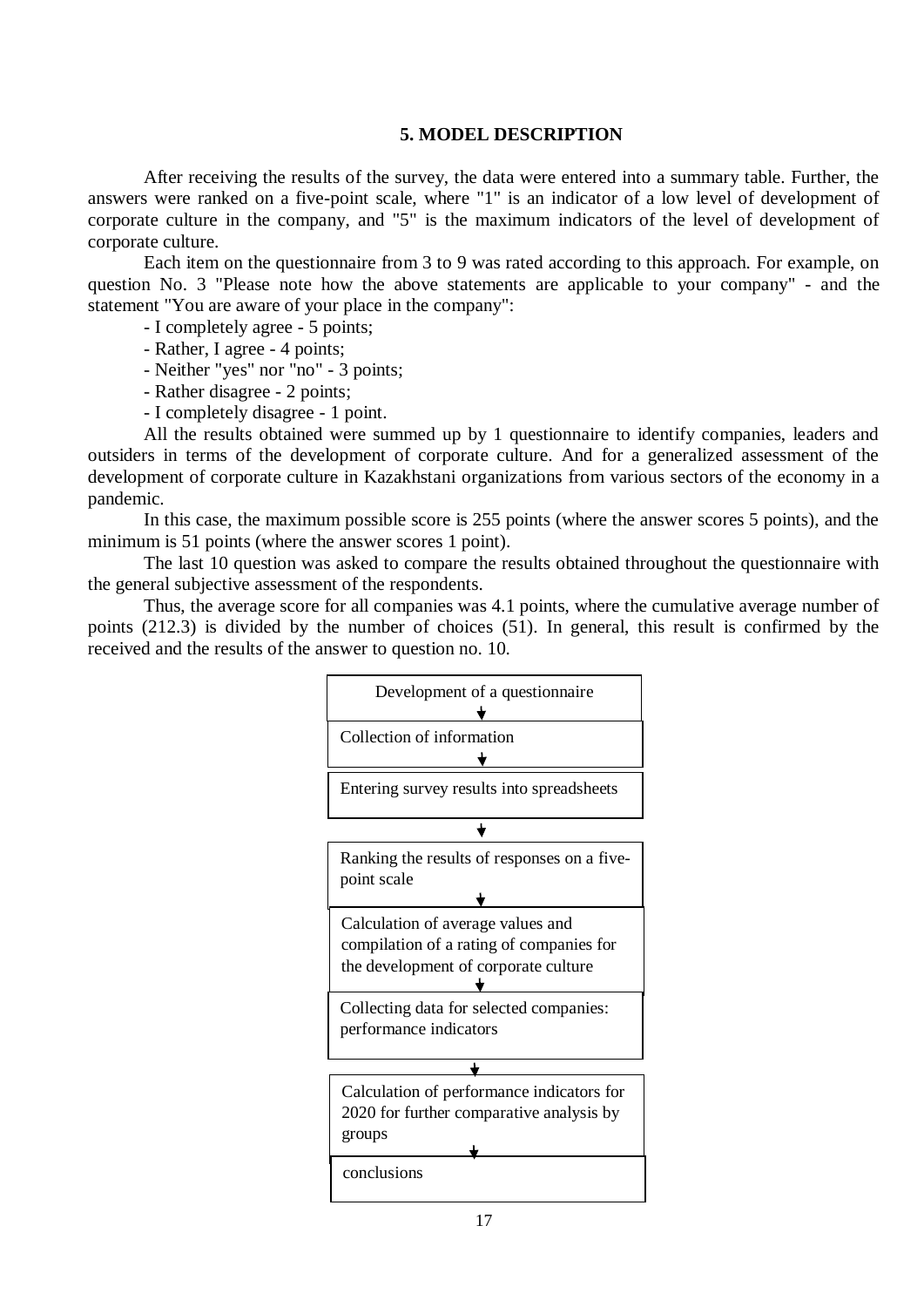## 5. MODEL DESCRIPTION

After receiving the results of the survey, the data were entered into a summary table. Further, the answers were ranked on a five-point scale, where "1" is an indicator of a low level of development of corporate culture in the company, and "5" is the maximum indicators of the level of development of corporate culture.

Each item on the questionnaire from 3 to 9 was rated according to this approach. For example, on question No. 3 "Please note how the above statements are applicable to your company" - and the statement "You are aware of your place in the company":

- I completely agree - 5 points;
- Rather, I agree - 4 points;
- Neither "yes" nor "no" - 3 points;
- Rather disagree - 2 points;
- I completely disagree - 1 point.

All the results obtained were summed up by 1 questionnaire to identify companies, leaders and outsiders in terms of the development of corporate culture. And for a generalized assessment of the development of corporate culture in Kazakhstani organizations from various sectors of the economy in a pandemic.

In this case, the maximum possible score is 255 points (where the answer scores 5 points), and the minimum is 51 points (where the answer scores 1 point).

The last 10 question was asked to compare the results obtained throughout the questionnaire with the general subjective assessment of the respondents.

Thus, the average score for all companies was 4.1 points, where the cumulative average number of points (212.3) is divided by the number of choices (51). In general, this result is confirmed by the received and the results of the answer to question no. 10.

Development of a questionnaire
↓
Collection of information
↓
Entering survey results into spreadsheets
↓
Ranking the results of responses on a five-point scale
↓
Calculation of average values and compilation of a rating of companies for the development of corporate culture
↓
Collecting data for selected companies: performance indicators
↓
Calculation of performance indicators for 2020 for further comparative analysis by groups
↓
conclusions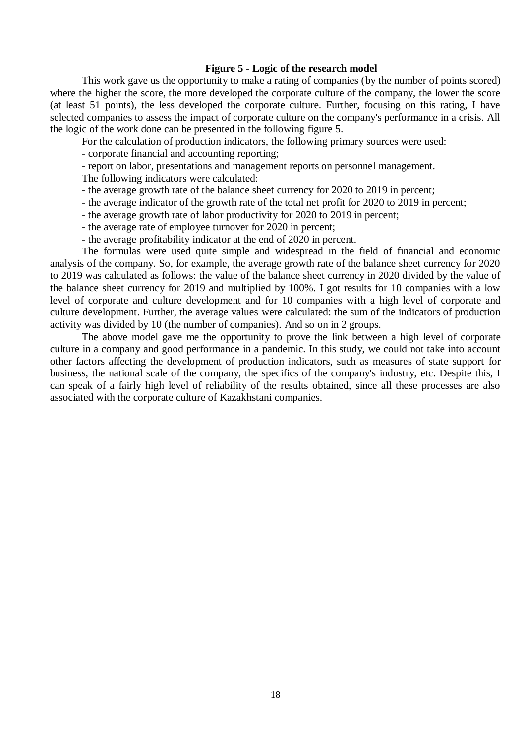**Figure 5 - Logic of the research model**

This work gave us the opportunity to make a rating of companies (by the number of points scored) where the higher the score, the more developed the corporate culture of the company, the lower the score (at least 51 points), the less developed the corporate culture. Further, focusing on this rating, I have selected companies to assess the impact of corporate culture on the company's performance in a crisis. All the logic of the work done can be presented in the following figure 5.

For the calculation of production indicators, the following primary sources were used:

- corporate financial and accounting reporting;
- report on labor, presentations and management reports on personnel management.

The following indicators were calculated:

- the average growth rate of the balance sheet currency for 2020 to 2019 in percent;
- the average indicator of the growth rate of the total net profit for 2020 to 2019 in percent;
- the average growth rate of labor productivity for 2020 to 2019 in percent;
- the average rate of employee turnover for 2020 in percent;
- the average profitability indicator at the end of 2020 in percent.

The formulas were used quite simple and widespread in the field of financial and economic analysis of the company. So, for example, the average growth rate of the balance sheet currency for 2020 to 2019 was calculated as follows: the value of the balance sheet currency in 2020 divided by the value of the balance sheet currency for 2019 and multiplied by 100%. I got results for 10 companies with a low level of corporate and culture development and for 10 companies with a high level of corporate and culture development. Further, the average values were calculated: the sum of the indicators of production activity was divided by 10 (the number of companies). And so on in 2 groups.

The above model gave me the opportunity to prove the link between a high level of corporate culture in a company and good performance in a pandemic. In this study, we could not take into account other factors affecting the development of production indicators, such as measures of state support for business, the national scale of the company, the specifics of the company's industry, etc. Despite this, I can speak of a fairly high level of reliability of the results obtained, since all these processes are also associated with the corporate culture of Kazakhstani companies.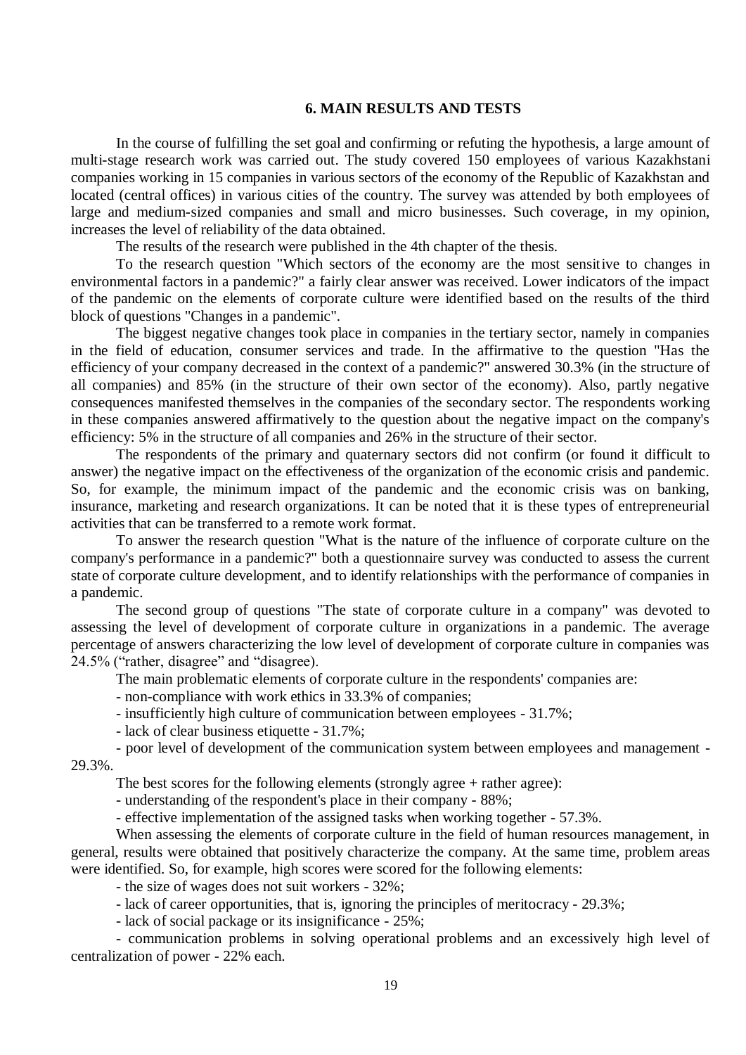## 6. MAIN RESULTS AND TESTS

In the course of fulfilling the set goal and confirming or refuting the hypothesis, a large amount of multi-stage research work was carried out. The study covered 150 employees of various Kazakhstani companies working in 15 companies in various sectors of the economy of the Republic of Kazakhstan and located (central offices) in various cities of the country. The survey was attended by both employees of large and medium-sized companies and small and micro businesses. Such coverage, in my opinion, increases the level of reliability of the data obtained.

The results of the research were published in the 4th chapter of the thesis.

To the research question "Which sectors of the economy are the most sensitive to changes in environmental factors in a pandemic?" a fairly clear answer was received. Lower indicators of the impact of the pandemic on the elements of corporate culture were identified based on the results of the third block of questions "Changes in a pandemic".

The biggest negative changes took place in companies in the tertiary sector, namely in companies in the field of education, consumer services and trade. In the affirmative to the question "Has the efficiency of your company decreased in the context of a pandemic?" answered 30.3% (in the structure of all companies) and 85% (in the structure of their own sector of the economy). Also, partly negative consequences manifested themselves in the companies of the secondary sector. The respondents working in these companies answered affirmatively to the question about the negative impact on the company's efficiency: 5% in the structure of all companies and 26% in the structure of their sector.

The respondents of the primary and quaternary sectors did not confirm (or found it difficult to answer) the negative impact on the effectiveness of the organization of the economic crisis and pandemic. So, for example, the minimum impact of the pandemic and the economic crisis was on banking, insurance, marketing and research organizations. It can be noted that it is these types of entrepreneurial activities that can be transferred to a remote work format.

To answer the research question "What is the nature of the influence of corporate culture on the company's performance in a pandemic?" both a questionnaire survey was conducted to assess the current state of corporate culture development, and to identify relationships with the performance of companies in a pandemic.

The second group of questions "The state of corporate culture in a company" was devoted to assessing the level of development of corporate culture in organizations in a pandemic. The average percentage of answers characterizing the low level of development of corporate culture in companies was 24.5% ("rather, disagree" and "disagree).

The main problematic elements of corporate culture in the respondents' companies are:

- non-compliance with work ethics in 33.3% of companies;
- insufficiently high culture of communication between employees - 31.7%;
- lack of clear business etiquette - 31.7%;
- poor level of development of the communication system between employees and management - 29.3%.

The best scores for the following elements (strongly agree + rather agree):

- understanding of the respondent's place in their company - 88%;
- effective implementation of the assigned tasks when working together - 57.3%.

When assessing the elements of corporate culture in the field of human resources management, in general, results were obtained that positively characterize the company. At the same time, problem areas were identified. So, for example, high scores were scored for the following elements:

- the size of wages does not suit workers - 32%;
- lack of career opportunities, that is, ignoring the principles of meritocracy - 29.3%;
- lack of social package or its insignificance - 25%;
- communication problems in solving operational problems and an excessively high level of centralization of power - 22% each.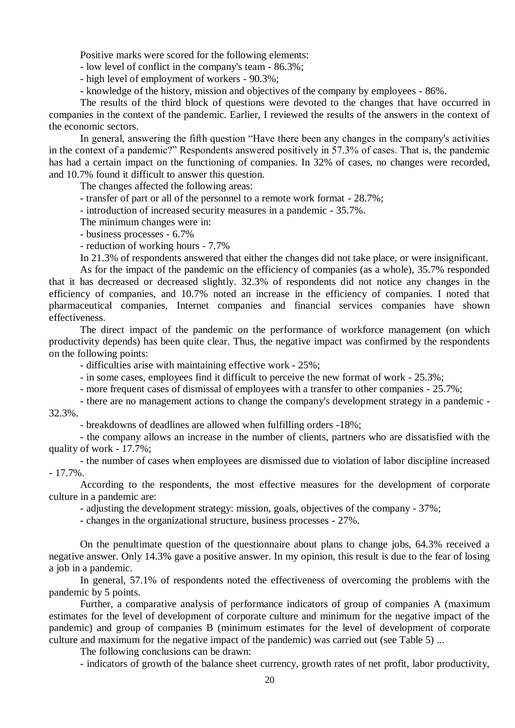Positive marks were scored for the following elements:

- low level of conflict in the company's team - 86.3%;
- high level of employment of workers - 90.3%;
- knowledge of the history, mission and objectives of the company by employees - 86%.

The results of the third block of questions were devoted to the changes that have occurred in companies in the context of the pandemic. Earlier, I reviewed the results of the answers in the context of the economic sectors.

In general, answering the fifth question "Have there been any changes in the company's activities in the context of a pandemic?" Respondents answered positively in 57.3% of cases. That is, the pandemic has had a certain impact on the functioning of companies. In 32% of cases, no changes were recorded, and 10.7% found it difficult to answer this question.

The changes affected the following areas:

- transfer of part or all of the personnel to a remote work format - 28.7%;
- introduction of increased security measures in a pandemic - 35.7%.

The minimum changes were in:

- business processes - 6.7%
- reduction of working hours - 7.7%

In 21.3% of respondents answered that either the changes did not take place, or were insignificant.

As for the impact of the pandemic on the efficiency of companies (as a whole), 35.7% responded that it has decreased or decreased slightly. 32.3% of respondents did not notice any changes in the efficiency of companies, and 10.7% noted an increase in the efficiency of companies. I noted that pharmaceutical companies, Internet companies and financial services companies have shown effectiveness.

The direct impact of the pandemic on the performance of workforce management (on which productivity depends) has been quite clear. Thus, the negative impact was confirmed by the respondents on the following points:

- difficulties arise with maintaining effective work - 25%;
- in some cases, employees find it difficult to perceive the new format of work - 25.3%;
- more frequent cases of dismissal of employees with a transfer to other companies - 25.7%;
- there are no management actions to change the company's development strategy in a pandemic - 32.3%.
- breakdowns of deadlines are allowed when fulfilling orders -18%;
- the company allows an increase in the number of clients, partners who are dissatisfied with the quality of work - 17.7%;
- the number of cases when employees are dismissed due to violation of labor discipline increased - 17.7%.

According to the respondents, the most effective measures for the development of corporate culture in a pandemic are:

- adjusting the development strategy: mission, goals, objectives of the company - 37%;
- changes in the organizational structure, business processes - 27%.

On the penultimate question of the questionnaire about plans to change jobs, 64.3% received a negative answer. Only 14.3% gave a positive answer. In my opinion, this result is due to the fear of losing a job in a pandemic.

In general, 57.1% of respondents noted the effectiveness of overcoming the problems with the pandemic by 5 points.

Further, a comparative analysis of performance indicators of group of companies A (maximum estimates for the level of development of corporate culture and minimum for the negative impact of the pandemic) and group of companies B (minimum estimates for the level of development of corporate culture and maximum for the negative impact of the pandemic) was carried out (see Table 5) ...

The following conclusions can be drawn:

- indicators of growth of the balance sheet currency, growth rates of net profit, labor productivity,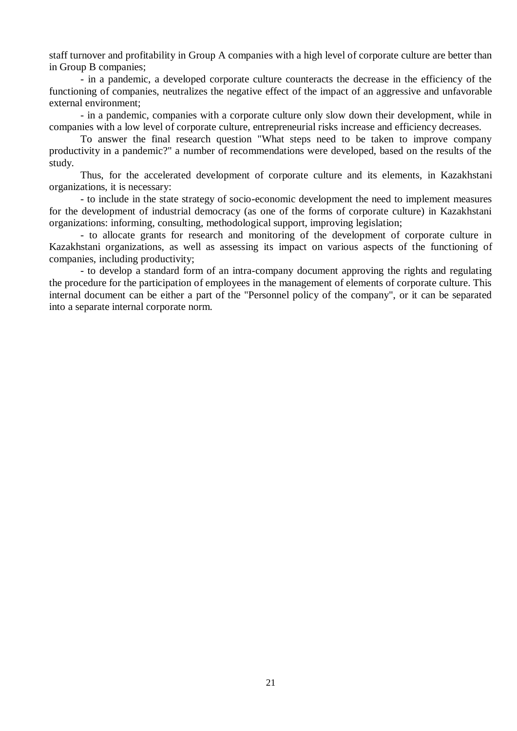staff turnover and profitability in Group A companies with a high level of corporate culture are better than in Group B companies;

- in a pandemic, a developed corporate culture counteracts the decrease in the efficiency of the functioning of companies, neutralizes the negative effect of the impact of an aggressive and unfavorable external environment;
- in a pandemic, companies with a corporate culture only slow down their development, while in companies with a low level of corporate culture, entrepreneurial risks increase and efficiency decreases.

To answer the final research question "What steps need to be taken to improve company productivity in a pandemic?" a number of recommendations were developed, based on the results of the study.

Thus, for the accelerated development of corporate culture and its elements, in Kazakhstani organizations, it is necessary:

- to include in the state strategy of socio-economic development the need to implement measures for the development of industrial democracy (as one of the forms of corporate culture) in Kazakhstani organizations: informing, consulting, methodological support, improving legislation;
- to allocate grants for research and monitoring of the development of corporate culture in Kazakhstani organizations, as well as assessing its impact on various aspects of the functioning of companies, including productivity;
- to develop a standard form of an intra-company document approving the rights and regulating the procedure for the participation of employees in the management of elements of corporate culture. This internal document can be either a part of the "Personnel policy of the company", or it can be separated into a separate internal corporate norm.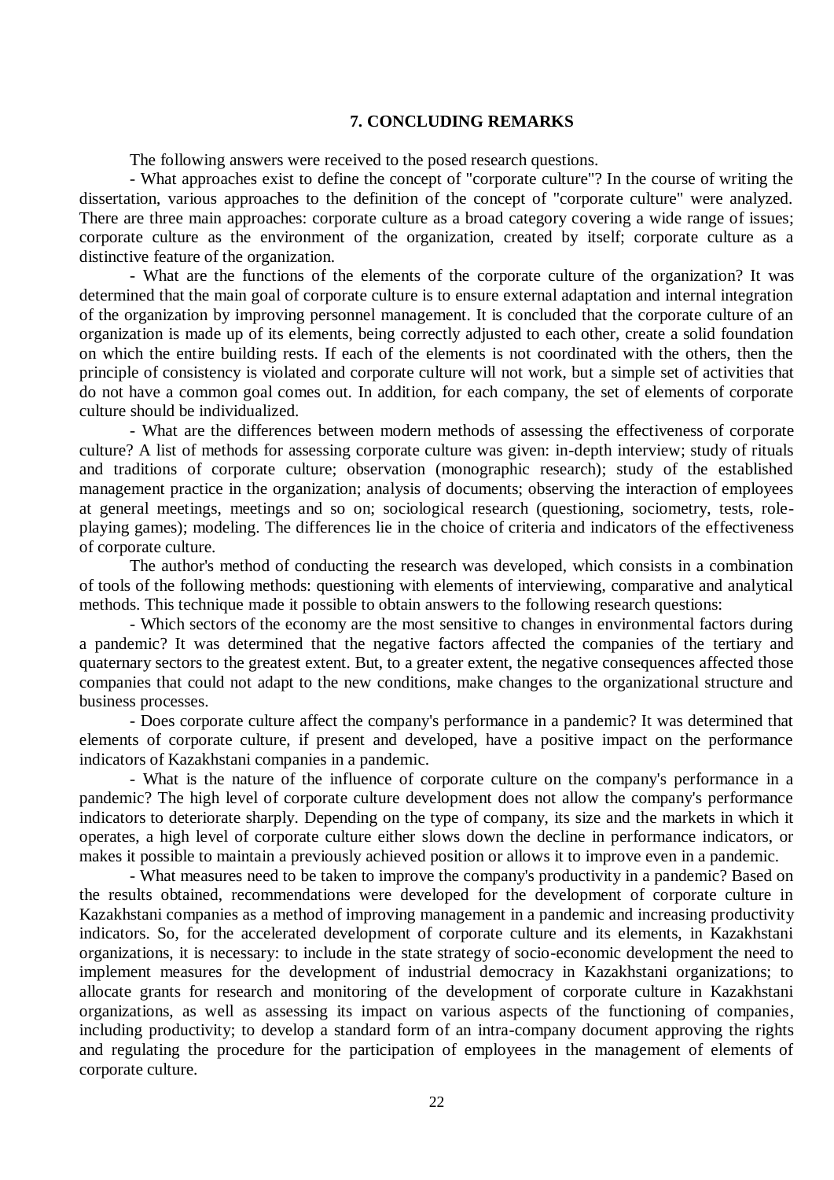## 7. CONCLUDING REMARKS

The following answers were received to the posed research questions.

- What approaches exist to define the concept of "corporate culture"? In the course of writing the dissertation, various approaches to the definition of the concept of "corporate culture" were analyzed. There are three main approaches: corporate culture as a broad category covering a wide range of issues; corporate culture as the environment of the organization, created by itself; corporate culture as a distinctive feature of the organization.

- What are the functions of the elements of the corporate culture of the organization? It was determined that the main goal of corporate culture is to ensure external adaptation and internal integration of the organization by improving personnel management. It is concluded that the corporate culture of an organization is made up of its elements, being correctly adjusted to each other, create a solid foundation on which the entire building rests. If each of the elements is not coordinated with the others, then the principle of consistency is violated and corporate culture will not work, but a simple set of activities that do not have a common goal comes out. In addition, for each company, the set of elements of corporate culture should be individualized.

- What are the differences between modern methods of assessing the effectiveness of corporate culture? A list of methods for assessing corporate culture was given: in-depth interview; study of rituals and traditions of corporate culture; observation (monographic research); study of the established management practice in the organization; analysis of documents; observing the interaction of employees at general meetings, meetings and so on; sociological research (questioning, sociometry, tests, role-playing games); modeling. The differences lie in the choice of criteria and indicators of the effectiveness of corporate culture.

The author's method of conducting the research was developed, which consists in a combination of tools of the following methods: questioning with elements of interviewing, comparative and analytical methods. This technique made it possible to obtain answers to the following research questions:

- Which sectors of the economy are the most sensitive to changes in environmental factors during a pandemic? It was determined that the negative factors affected the companies of the tertiary and quaternary sectors to the greatest extent. But, to a greater extent, the negative consequences affected those companies that could not adapt to the new conditions, make changes to the organizational structure and business processes.

- Does corporate culture affect the company's performance in a pandemic? It was determined that elements of corporate culture, if present and developed, have a positive impact on the performance indicators of Kazakhstani companies in a pandemic.

- What is the nature of the influence of corporate culture on the company's performance in a pandemic? The high level of corporate culture development does not allow the company's performance indicators to deteriorate sharply. Depending on the type of company, its size and the markets in which it operates, a high level of corporate culture either slows down the decline in performance indicators, or makes it possible to maintain a previously achieved position or allows it to improve even in a pandemic.

- What measures need to be taken to improve the company's productivity in a pandemic? Based on the results obtained, recommendations were developed for the development of corporate culture in Kazakhstani companies as a method of improving management in a pandemic and increasing productivity indicators. So, for the accelerated development of corporate culture and its elements, in Kazakhstani organizations, it is necessary: to include in the state strategy of socio-economic development the need to implement measures for the development of industrial democracy in Kazakhstani organizations; to allocate grants for research and monitoring of the development of corporate culture in Kazakhstani organizations, as well as assessing its impact on various aspects of the functioning of companies, including productivity; to develop a standard form of an intra-company document approving the rights and regulating the procedure for the participation of employees in the management of elements of corporate culture.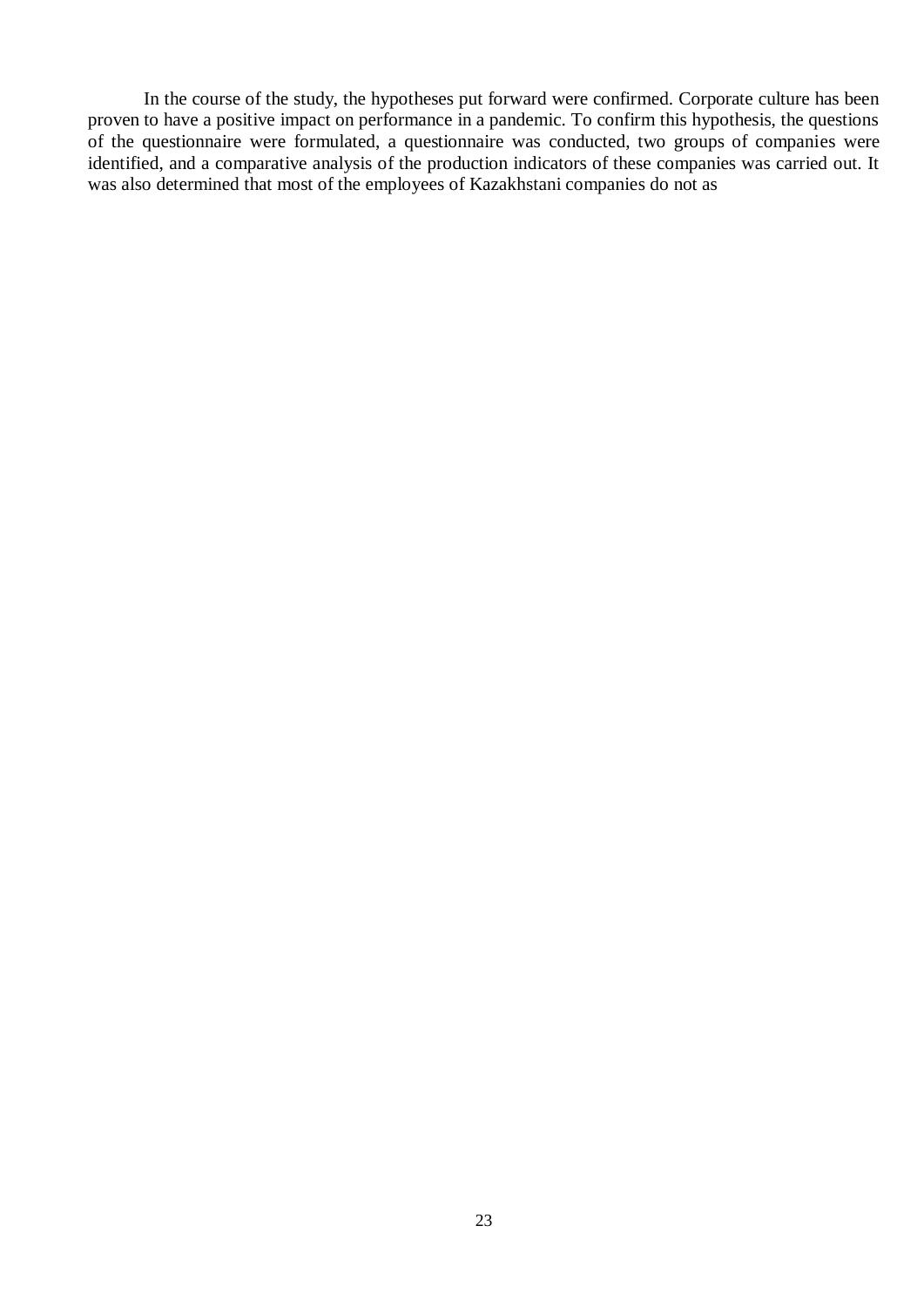In the course of the study, the hypotheses put forward were confirmed. Corporate culture has been proven to have a positive impact on performance in a pandemic. To confirm this hypothesis, the questions of the questionnaire were formulated, a questionnaire was conducted, two groups of companies were identified, and a comparative analysis of the production indicators of these companies was carried out. It was also determined that most of the employees of Kazakhstani companies do not as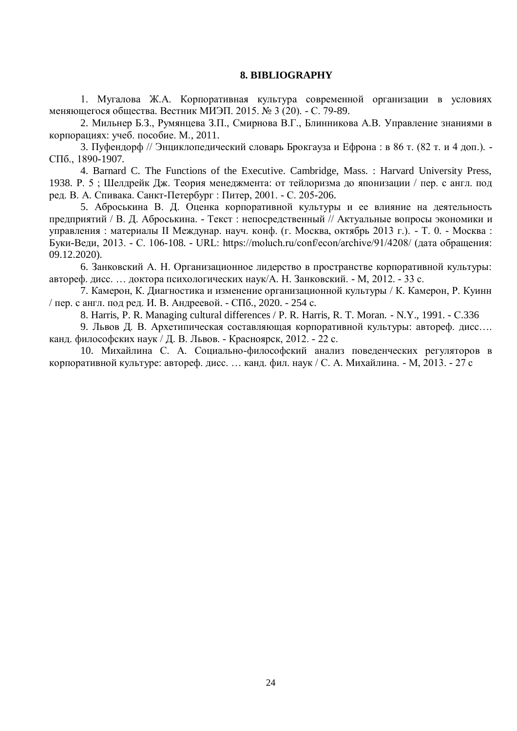## 8. BIBLIOGRAPHY

1. Мугалова Ж.А. Корпоративная культура современной организации в условиях меняющегося общества. Вестник МИЭП. 2015. № 3 (20). - С. 79-89.

2. Мильнер Б.З., Румянцева З.П., Смирнова В.Г., Блинникова А.В. Управление знаниями в корпорациях: учеб. пособие. М., 2011.

3. Пуфендорф // Энциклопедический словарь Брокгауза и Ефрона : в 86 т. (82 т. и 4 доп.). - СПб., 1890-1907.

4. Barnard C. The Functions of the Executive. Cambridge, Mass. : Harvard University Press, 1938. P. 5 ; Шелдрейк Дж. Теория менеджмента: от тейлоризма до японизации / пер. с англ. под ред. В. А. Спивака. Санкт-Петербург : Питер, 2001. - С. 205-206.

5. Аброськина В. Д. Оценка корпоративной культуры и ее влияние на деятельность предприятий / В. Д. Аброськина. - Текст : непосредственный // Актуальные вопросы экономики и управления : материалы II Междунар. науч. конф. (г. Москва, октябрь 2013 г.). - Т. 0. - Москва : Буки-Веди, 2013. - С. 106-108. - URL: https://moluch.ru/conf/econ/archive/91/4208/ (дата обращения: 09.12.2020).

6. Занковский А. Н. Организационное лидерство в пространстве корпоративной культуры: автореф. дисс. … доктора психологических наук/А. Н. Занковский. - М, 2012. - 33 с.

7. Камерон, К. Диагностика и изменение организационной культуры / К. Камерон, Р. Куинн / пер. с англ. под ред. И. В. Андреевой. - СПб., 2020. - 254 с.

8. Harris, P. R. Managing cultural differences / P. R. Harris, R. T. Moran. - N.Y., 1991. - С.336

9. Львов Д. В. Архетипическая составляющая корпоративной культуры: автореф. дисс…. канд. философских наук / Д. В. Львов. - Красноярск, 2012. - 22 с.

10. Михайлина С. А. Социально-философский анализ поведенческих регуляторов в корпоративной культуре: автореф. дисс. … канд. фил. наук / С. А. Михайлина. - М, 2013. - 27 с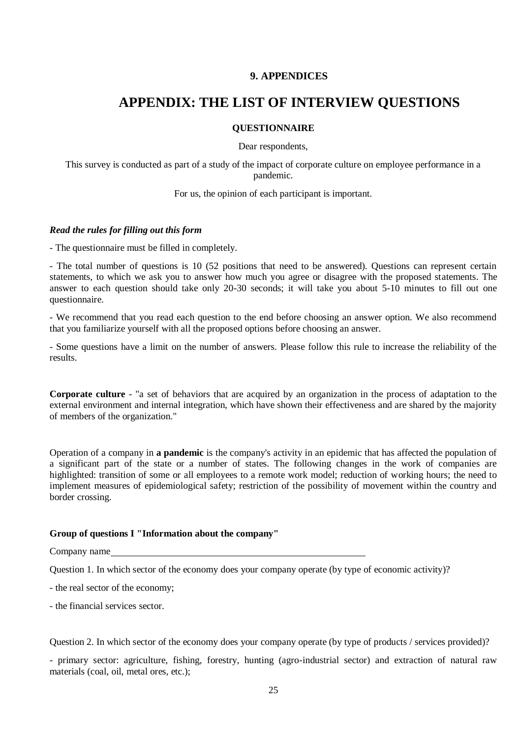## 9. APPENDICES

# APPENDIX: THE LIST OF INTERVIEW QUESTIONS

### QUESTIONNAIRE

Dear respondents,

This survey is conducted as part of a study of the impact of corporate culture on employee performance in a pandemic.

For us, the opinion of each participant is important.

***Read the rules for filling out this form***

- The questionnaire must be filled in completely.

- The total number of questions is 10 (52 positions that need to be answered). Questions can represent certain statements, to which we ask you to answer how much you agree or disagree with the proposed statements. The answer to each question should take only 20-30 seconds; it will take you about 5-10 minutes to fill out one questionnaire.

- We recommend that you read each question to the end before choosing an answer option. We also recommend that you familiarize yourself with all the proposed options before choosing an answer.

- Some questions have a limit on the number of answers. Please follow this rule to increase the reliability of the results.

**Corporate culture** - "a set of behaviors that are acquired by an organization in the process of adaptation to the external environment and internal integration, which have shown their effectiveness and are shared by the majority of members of the organization."

Operation of a company in **a pandemic** is the company's activity in an epidemic that has affected the population of a significant part of the state or a number of states. The following changes in the work of companies are highlighted: transition of some or all employees to a remote work model; reduction of working hours; the need to implement measures of epidemiological safety; restriction of the possibility of movement within the country and border crossing.

**Group of questions I "Information about the company"**

Company name\_\_\_\_\_\_\_\_\_\_\_\_\_\_\_\_\_\_\_\_\_\_\_\_\_\_\_\_\_\_\_\_\_\_\_\_\_\_\_\_\_\_\_\_\_\_\_\_\_\_\_\_

Question 1. In which sector of the economy does your company operate (by type of economic activity)?

- the real sector of the economy;

- the financial services sector.

Question 2. In which sector of the economy does your company operate (by type of products / services provided)?

- primary sector: agriculture, fishing, forestry, hunting (agro-industrial sector) and extraction of natural raw materials (coal, oil, metal ores, etc.);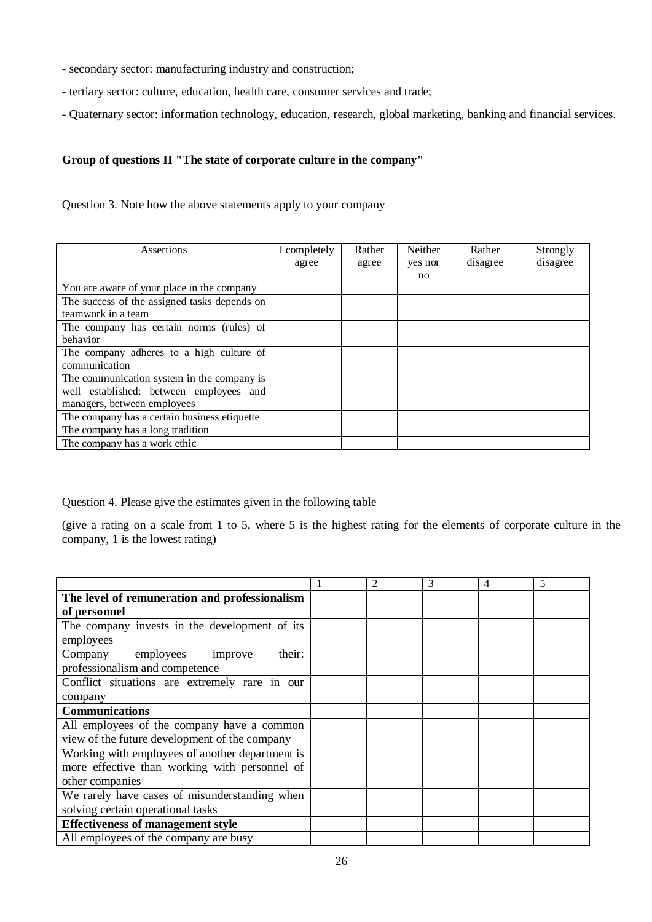- secondary sector: manufacturing industry and construction;

- tertiary sector: culture, education, health care, consumer services and trade;

- Quaternary sector: information technology, education, research, global marketing, banking and financial services.

**Group of questions II "The state of corporate culture in the company"**

Question 3. Note how the above statements apply to your company

| Assertions | I completely agree | Rather agree | Neither yes nor no | Rather disagree | Strongly disagree |
|---|---|---|---|---|---|
| You are aware of your place in the company | | | | | |
| The success of the assigned tasks depends on teamwork in a team | | | | | |
| The company has certain norms (rules) of behavior | | | | | |
| The company adheres to a high culture of communication | | | | | |
| The communication system in the company is well established: between employees and managers, between employees | | | | | |
| The company has a certain business etiquette | | | | | |
| The company has a long tradition | | | | | |
| The company has a work ethic | | | | | |

Question 4. Please give the estimates given in the following table

(give a rating on a scale from 1 to 5, where 5 is the highest rating for the elements of corporate culture in the company, 1 is the lowest rating)

| | 1 | 2 | 3 | 4 | 5 |
|---|---|---|---|---|---|
| **The level of remuneration and professionalism of personnel** | | | | | |
| The company invests in the development of its employees | | | | | |
| Company employees improve their: professionalism and competence | | | | | |
| Conflict situations are extremely rare in our company | | | | | |
| **Communications** | | | | | |
| All employees of the company have a common view of the future development of the company | | | | | |
| Working with employees of another department is more effective than working with personnel of other companies | | | | | |
| We rarely have cases of misunderstanding when solving certain operational tasks | | | | | |
| **Effectiveness of management style** | | | | | |
| All employees of the company are busy | | | | | |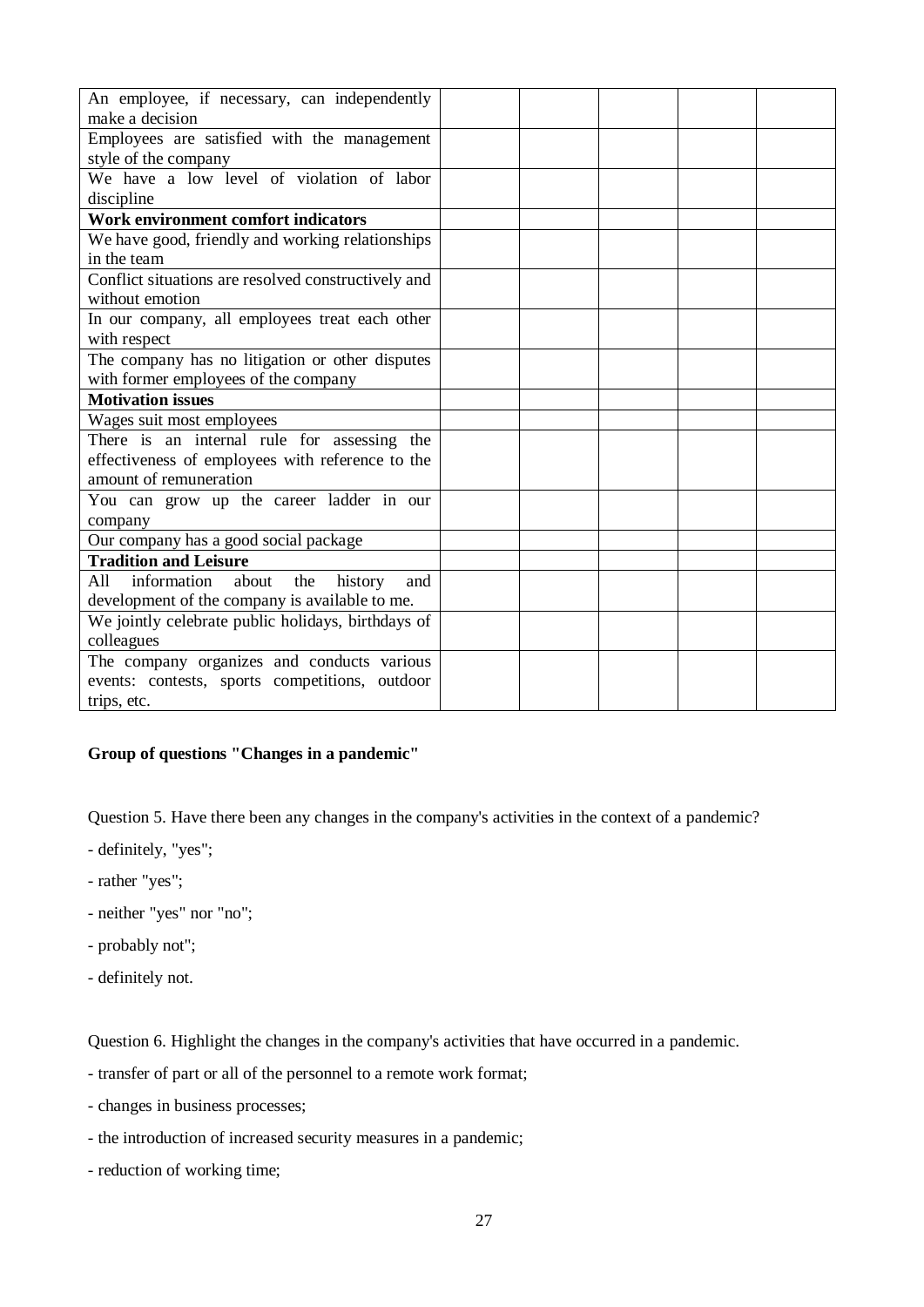| | | | | | |
|---|---|---|---|---|---|
| An employee, if necessary, can independently make a decision | | | | | |
| Employees are satisfied with the management style of the company | | | | | |
| We have a low level of violation of labor discipline | | | | | |
| **Work environment comfort indicators** | | | | | |
| We have good, friendly and working relationships in the team | | | | | |
| Conflict situations are resolved constructively and without emotion | | | | | |
| In our company, all employees treat each other with respect | | | | | |
| The company has no litigation or other disputes with former employees of the company | | | | | |
| **Motivation issues** | | | | | |
| Wages suit most employees | | | | | |
| There is an internal rule for assessing the effectiveness of employees with reference to the amount of remuneration | | | | | |
| You can grow up the career ladder in our company | | | | | |
| Our company has a good social package | | | | | |
| **Tradition and Leisure** | | | | | |
| All information about the history and development of the company is available to me. | | | | | |
| We jointly celebrate public holidays, birthdays of colleagues | | | | | |
| The company organizes and conducts various events: contests, sports competitions, outdoor trips, etc. | | | | | |

**Group of questions "Changes in a pandemic"**

Question 5. Have there been any changes in the company's activities in the context of a pandemic?

- definitely, "yes";
- rather "yes";
- neither "yes" nor "no";
- probably not";
- definitely not.

Question 6. Highlight the changes in the company's activities that have occurred in a pandemic.

- transfer of part or all of the personnel to a remote work format;
- changes in business processes;
- the introduction of increased security measures in a pandemic;
- reduction of working time;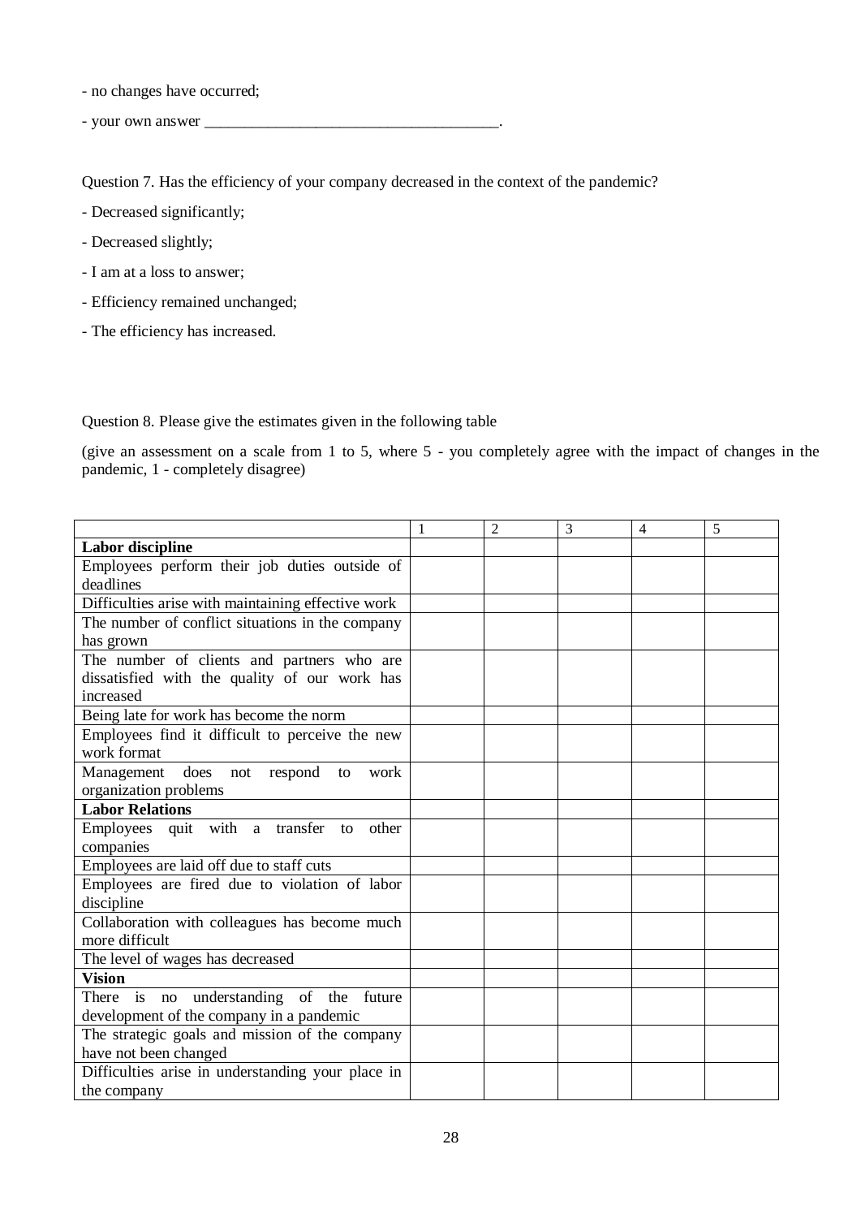- no changes have occurred;

- your own answer ____________________________________.

Question 7. Has the efficiency of your company decreased in the context of the pandemic?

- Decreased significantly;

- Decreased slightly;

- I am at a loss to answer;

- Efficiency remained unchanged;

- The efficiency has increased.

Question 8. Please give the estimates given in the following table

(give an assessment on a scale from 1 to 5, where 5 - you completely agree with the impact of changes in the pandemic, 1 - completely disagree)

| | 1 | 2 | 3 | 4 | 5 |
|---|---|---|---|---|---|
| **Labor discipline** | | | | | |
| Employees perform their job duties outside of deadlines | | | | | |
| Difficulties arise with maintaining effective work | | | | | |
| The number of conflict situations in the company has grown | | | | | |
| The number of clients and partners who are dissatisfied with the quality of our work has increased | | | | | |
| Being late for work has become the norm | | | | | |
| Employees find it difficult to perceive the new work format | | | | | |
| Management does not respond to work organization problems | | | | | |
| **Labor Relations** | | | | | |
| Employees quit with a transfer to other companies | | | | | |
| Employees are laid off due to staff cuts | | | | | |
| Employees are fired due to violation of labor discipline | | | | | |
| Collaboration with colleagues has become much more difficult | | | | | |
| The level of wages has decreased | | | | | |
| **Vision** | | | | | |
| There is no understanding of the future development of the company in a pandemic | | | | | |
| The strategic goals and mission of the company have not been changed | | | | | |
| Difficulties arise in understanding your place in the company | | | | | |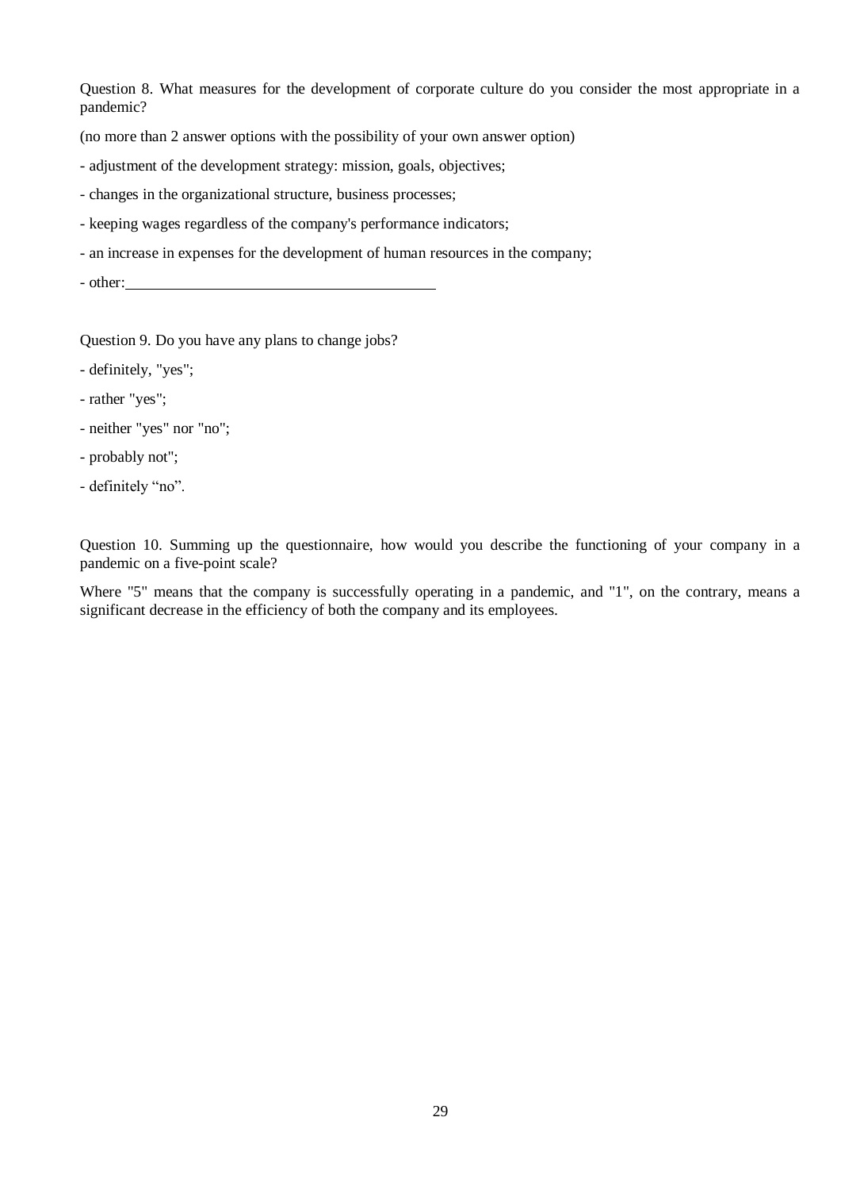Question 8. What measures for the development of corporate culture do you consider the most appropriate in a pandemic?

(no more than 2 answer options with the possibility of your own answer option)

- adjustment of the development strategy: mission, goals, objectives;
- changes in the organizational structure, business processes;
- keeping wages regardless of the company's performance indicators;
- an increase in expenses for the development of human resources in the company;
- other:\_\_\_\_\_\_\_\_\_\_\_\_\_\_\_\_\_\_\_\_\_\_\_\_\_\_\_\_\_\_\_\_\_\_\_\_\_\_\_\_

Question 9. Do you have any plans to change jobs?

- definitely, "yes";
- rather "yes";
- neither "yes" nor "no";
- probably not";
- definitely “no”.

Question 10. Summing up the questionnaire, how would you describe the functioning of your company in a pandemic on a five-point scale?

Where "5" means that the company is successfully operating in a pandemic, and "1", on the contrary, means a significant decrease in the efficiency of both the company and its employees.